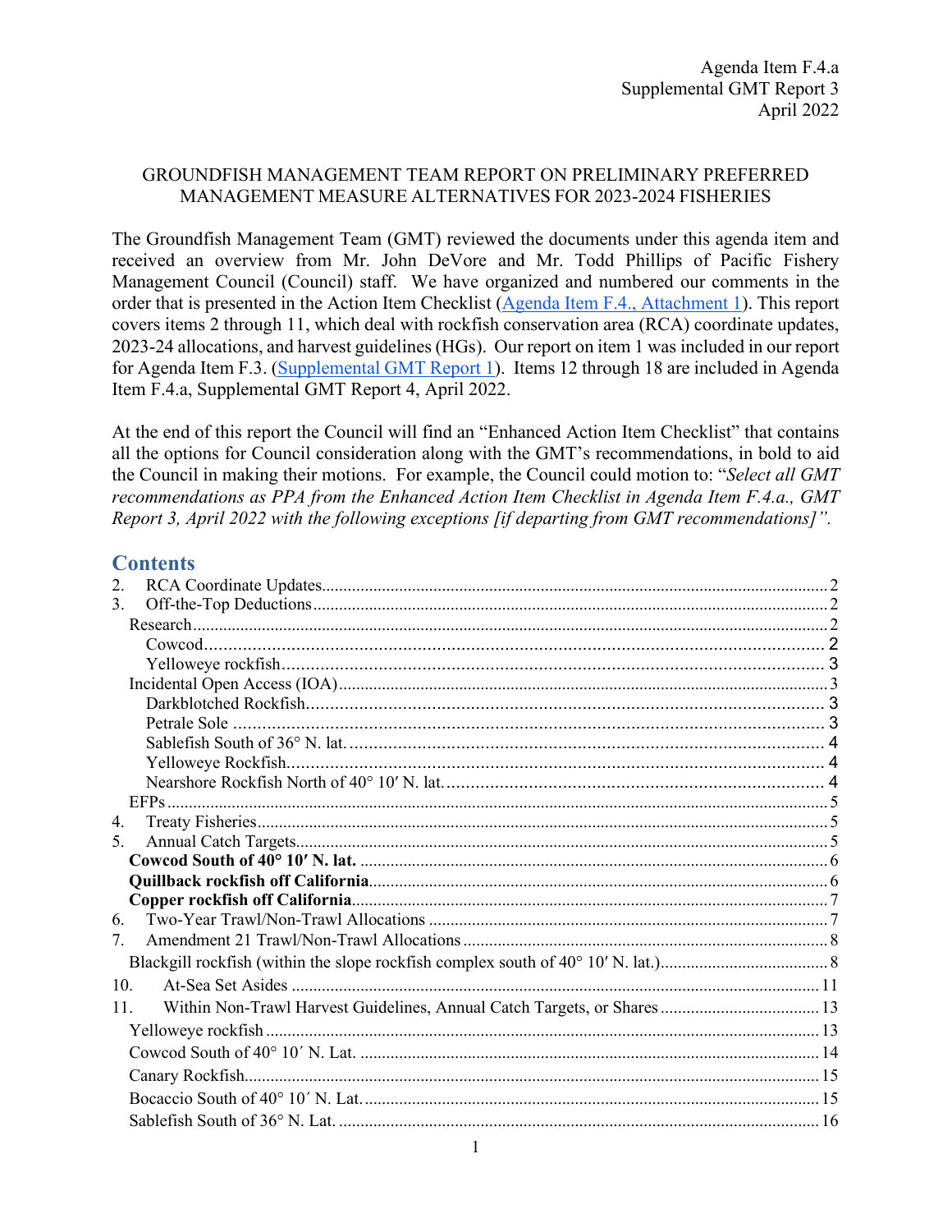Agenda Item F.4.a
Supplemental GMT Report 3
April 2022

GROUNDFISH MANAGEMENT TEAM REPORT ON PRELIMINARY PREFERRED MANAGEMENT MEASURE ALTERNATIVES FOR 2023-2024 FISHERIES

The Groundfish Management Team (GMT) reviewed the documents under this agenda item and received an overview from Mr. John DeVore and Mr. Todd Phillips of Pacific Fishery Management Council (Council) staff. We have organized and numbered our comments in the order that is presented in the Action Item Checklist (Agenda Item F.4., Attachment 1). This report covers items 2 through 11, which deal with rockfish conservation area (RCA) coordinate updates, 2023-24 allocations, and harvest guidelines (HGs). Our report on item 1 was included in our report for Agenda Item F.3. (Supplemental GMT Report 1). Items 12 through 18 are included in Agenda Item F.4.a, Supplemental GMT Report 4, April 2022.

At the end of this report the Council will find an "Enhanced Action Item Checklist" that contains all the options for Council consideration along with the GMT's recommendations, in bold to aid the Council in making their motions. For example, the Council could motion to: "*Select all GMT recommendations as PPA from the Enhanced Action Item Checklist in Agenda Item F.4.a., GMT Report 3, April 2022 with the following exceptions [if departing from GMT recommendations]".*

## Contents

2. RCA Coordinate Updates ... 2
3. Off-the-Top Deductions ... 2
   - Research ... 2
     - Cowcod ... 2
     - Yelloweye rockfish ... 3
   - Incidental Open Access (IOA) ... 3
     - Darkblotched Rockfish ... 3
     - Petrale Sole ... 3
     - Sablefish South of 36° N. lat. ... 4
     - Yelloweye Rockfish ... 4
     - Nearshore Rockfish North of 40° 10′ N. lat. ... 4
   - EFPs ... 5
4. Treaty Fisheries ... 5
5. Annual Catch Targets ... 5
   - **Cowcod South of 40° 10′ N. lat.** ... 6
   - **Quillback rockfish off California** ... 6
   - **Copper rockfish off California** ... 7
6. Two-Year Trawl/Non-Trawl Allocations ... 7
7. Amendment 21 Trawl/Non-Trawl Allocations ... 8
   - Blackgill rockfish (within the slope rockfish complex south of 40° 10′ N. lat.) ... 8
10. At-Sea Set Asides ... 11
11. Within Non-Trawl Harvest Guidelines, Annual Catch Targets, or Shares ... 13
   - Yelloweye rockfish ... 13
   - Cowcod South of 40° 10′ N. Lat. ... 14
   - Canary Rockfish ... 15
   - Bocaccio South of 40° 10′ N. Lat. ... 15
   - Sablefish South of 36° N. Lat. ... 16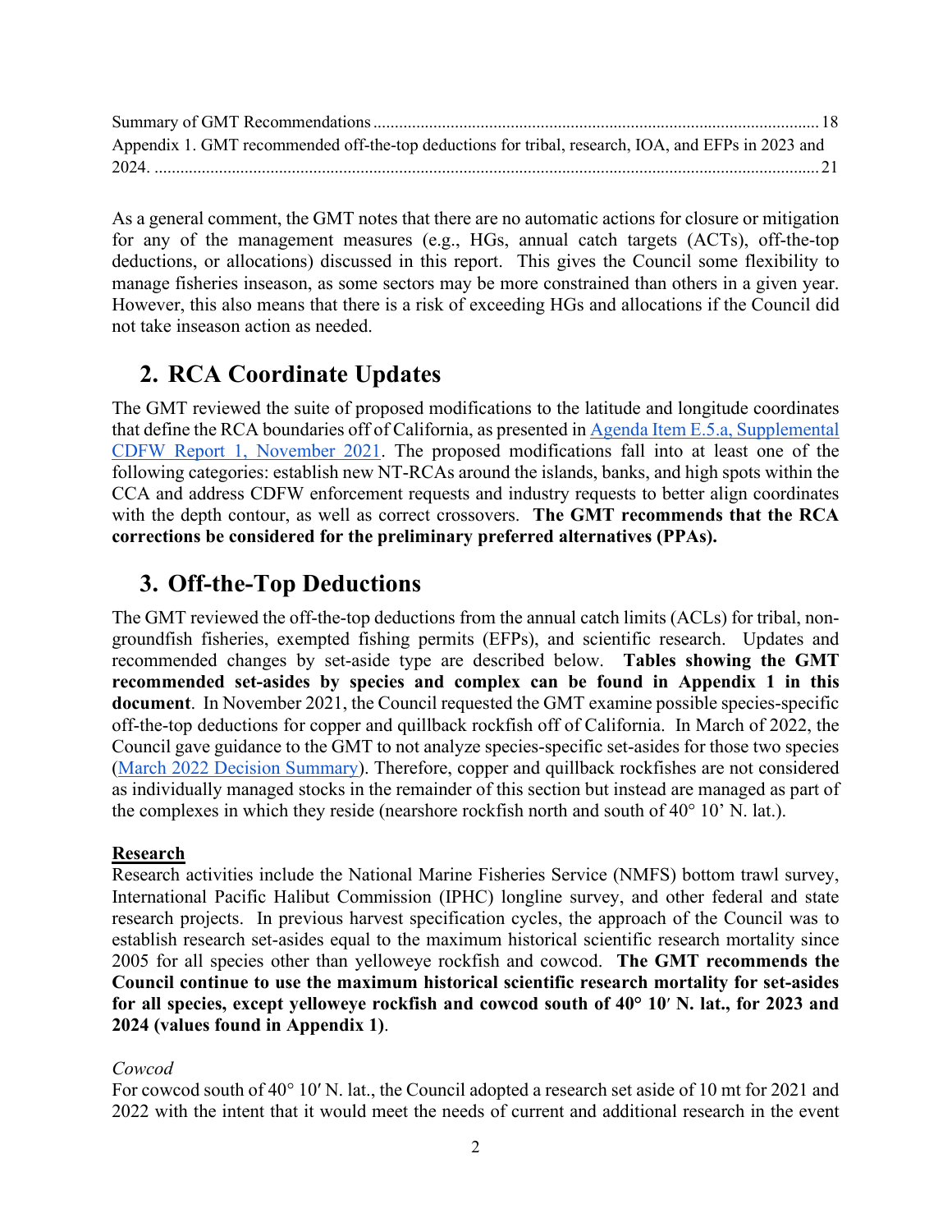Summary of GMT Recommendations ........................................................................................................ 18
Appendix 1. GMT recommended off-the-top deductions for tribal, research, IOA, and EFPs in 2023 and 2024. ........................................................................................................................................................ 21

As a general comment, the GMT notes that there are no automatic actions for closure or mitigation for any of the management measures (e.g., HGs, annual catch targets (ACTs), off-the-top deductions, or allocations) discussed in this report. This gives the Council some flexibility to manage fisheries inseason, as some sectors may be more constrained than others in a given year. However, this also means that there is a risk of exceeding HGs and allocations if the Council did not take inseason action as needed.

## 2. RCA Coordinate Updates

The GMT reviewed the suite of proposed modifications to the latitude and longitude coordinates that define the RCA boundaries off of California, as presented in Agenda Item E.5.a, Supplemental CDFW Report 1, November 2021. The proposed modifications fall into at least one of the following categories: establish new NT-RCAs around the islands, banks, and high spots within the CCA and address CDFW enforcement requests and industry requests to better align coordinates with the depth contour, as well as correct crossovers. **The GMT recommends that the RCA corrections be considered for the preliminary preferred alternatives (PPAs).**

## 3. Off-the-Top Deductions

The GMT reviewed the off-the-top deductions from the annual catch limits (ACLs) for tribal, non-groundfish fisheries, exempted fishing permits (EFPs), and scientific research. Updates and recommended changes by set-aside type are described below. **Tables showing the GMT recommended set-asides by species and complex can be found in Appendix 1 in this document**. In November 2021, the Council requested the GMT examine possible species-specific off-the-top deductions for copper and quillback rockfish off of California. In March of 2022, the Council gave guidance to the GMT to not analyze species-specific set-asides for those two species (March 2022 Decision Summary). Therefore, copper and quillback rockfishes are not considered as individually managed stocks in the remainder of this section but instead are managed as part of the complexes in which they reside (nearshore rockfish north and south of 40° 10' N. lat.).

**Research**

Research activities include the National Marine Fisheries Service (NMFS) bottom trawl survey, International Pacific Halibut Commission (IPHC) longline survey, and other federal and state research projects. In previous harvest specification cycles, the approach of the Council was to establish research set-asides equal to the maximum historical scientific research mortality since 2005 for all species other than yelloweye rockfish and cowcod. **The GMT recommends the Council continue to use the maximum historical scientific research mortality for set-asides for all species, except yelloweye rockfish and cowcod south of 40° 10′ N. lat., for 2023 and 2024 (values found in Appendix 1)**.

*Cowcod*

For cowcod south of 40° 10′ N. lat., the Council adopted a research set aside of 10 mt for 2021 and 2022 with the intent that it would meet the needs of current and additional research in the event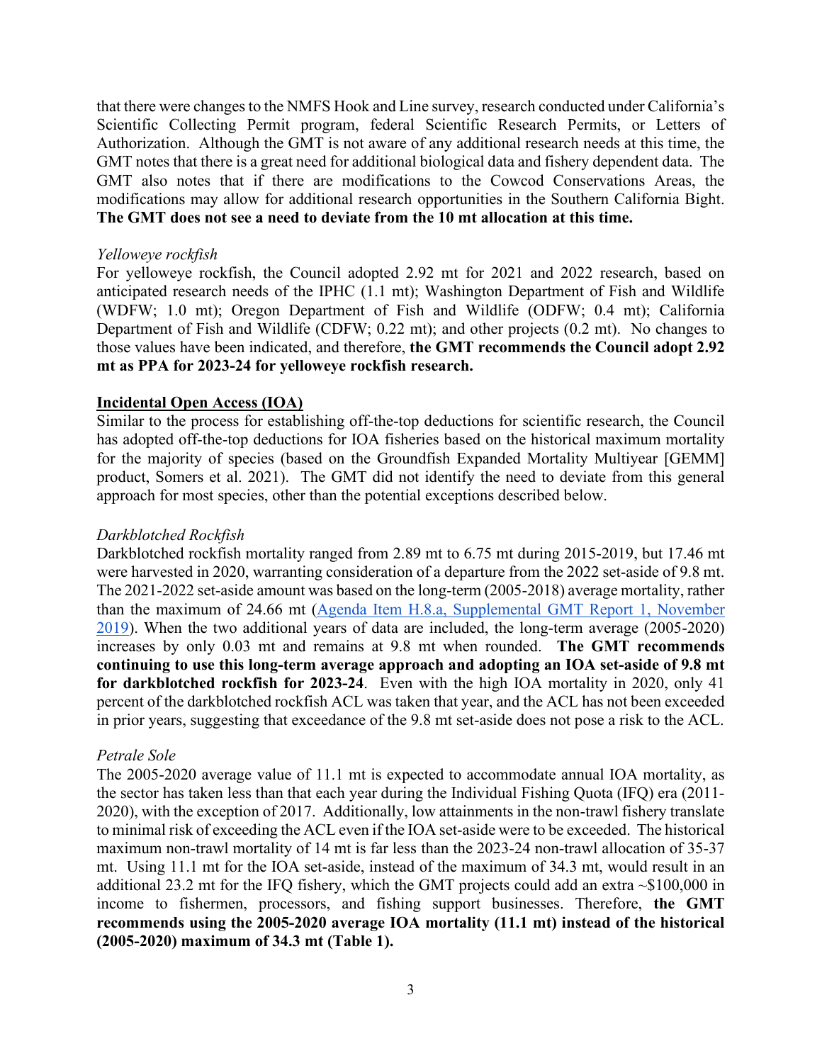that there were changes to the NMFS Hook and Line survey, research conducted under California's Scientific Collecting Permit program, federal Scientific Research Permits, or Letters of Authorization. Although the GMT is not aware of any additional research needs at this time, the GMT notes that there is a great need for additional biological data and fishery dependent data. The GMT also notes that if there are modifications to the Cowcod Conservations Areas, the modifications may allow for additional research opportunities in the Southern California Bight. **The GMT does not see a need to deviate from the 10 mt allocation at this time.**

*Yelloweye rockfish*

For yelloweye rockfish, the Council adopted 2.92 mt for 2021 and 2022 research, based on anticipated research needs of the IPHC (1.1 mt); Washington Department of Fish and Wildlife (WDFW; 1.0 mt); Oregon Department of Fish and Wildlife (ODFW; 0.4 mt); California Department of Fish and Wildlife (CDFW; 0.22 mt); and other projects (0.2 mt). No changes to those values have been indicated, and therefore, **the GMT recommends the Council adopt 2.92 mt as PPA for 2023-24 for yelloweye rockfish research.**

## Incidental Open Access (IOA)

Similar to the process for establishing off-the-top deductions for scientific research, the Council has adopted off-the-top deductions for IOA fisheries based on the historical maximum mortality for the majority of species (based on the Groundfish Expanded Mortality Multiyear [GEMM] product, Somers et al. 2021). The GMT did not identify the need to deviate from this general approach for most species, other than the potential exceptions described below.

*Darkblotched Rockfish*

Darkblotched rockfish mortality ranged from 2.89 mt to 6.75 mt during 2015-2019, but 17.46 mt were harvested in 2020, warranting consideration of a departure from the 2022 set-aside of 9.8 mt. The 2021-2022 set-aside amount was based on the long-term (2005-2018) average mortality, rather than the maximum of 24.66 mt (Agenda Item H.8.a, Supplemental GMT Report 1, November 2019). When the two additional years of data are included, the long-term average (2005-2020) increases by only 0.03 mt and remains at 9.8 mt when rounded. **The GMT recommends continuing to use this long-term average approach and adopting an IOA set-aside of 9.8 mt for darkblotched rockfish for 2023-24**. Even with the high IOA mortality in 2020, only 41 percent of the darkblotched rockfish ACL was taken that year, and the ACL has not been exceeded in prior years, suggesting that exceedance of the 9.8 mt set-aside does not pose a risk to the ACL.

*Petrale Sole*

The 2005-2020 average value of 11.1 mt is expected to accommodate annual IOA mortality, as the sector has taken less than that each year during the Individual Fishing Quota (IFQ) era (2011-2020), with the exception of 2017. Additionally, low attainments in the non-trawl fishery translate to minimal risk of exceeding the ACL even if the IOA set-aside were to be exceeded. The historical maximum non-trawl mortality of 14 mt is far less than the 2023-24 non-trawl allocation of 35-37 mt. Using 11.1 mt for the IOA set-aside, instead of the maximum of 34.3 mt, would result in an additional 23.2 mt for the IFQ fishery, which the GMT projects could add an extra ~$100,000 in income to fishermen, processors, and fishing support businesses. Therefore, **the GMT recommends using the 2005-2020 average IOA mortality (11.1 mt) instead of the historical (2005-2020) maximum of 34.3 mt (Table 1).**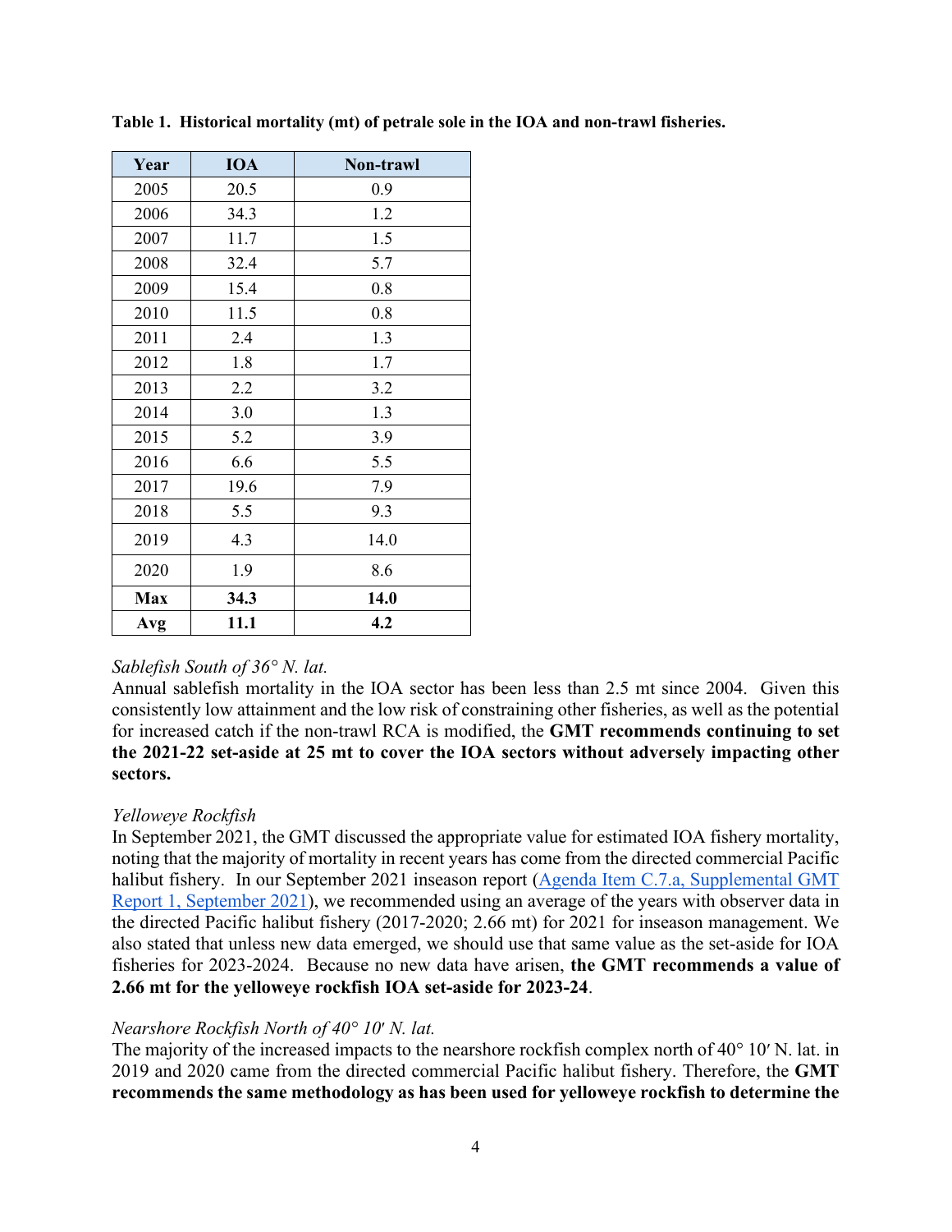**Table 1. Historical mortality (mt) of petrale sole in the IOA and non-trawl fisheries.**

| Year | IOA | Non-trawl |
|---|---|---|
| 2005 | 20.5 | 0.9 |
| 2006 | 34.3 | 1.2 |
| 2007 | 11.7 | 1.5 |
| 2008 | 32.4 | 5.7 |
| 2009 | 15.4 | 0.8 |
| 2010 | 11.5 | 0.8 |
| 2011 | 2.4 | 1.3 |
| 2012 | 1.8 | 1.7 |
| 2013 | 2.2 | 3.2 |
| 2014 | 3.0 | 1.3 |
| 2015 | 5.2 | 3.9 |
| 2016 | 6.6 | 5.5 |
| 2017 | 19.6 | 7.9 |
| 2018 | 5.5 | 9.3 |
| 2019 | 4.3 | 14.0 |
| 2020 | 1.9 | 8.6 |
| **Max** | **34.3** | **14.0** |
| **Avg** | **11.1** | **4.2** |

*Sablefish South of 36° N. lat.*

Annual sablefish mortality in the IOA sector has been less than 2.5 mt since 2004. Given this consistently low attainment and the low risk of constraining other fisheries, as well as the potential for increased catch if the non-trawl RCA is modified, the **GMT recommends continuing to set the 2021-22 set-aside at 25 mt to cover the IOA sectors without adversely impacting other sectors.**

*Yelloweye Rockfish*

In September 2021, the GMT discussed the appropriate value for estimated IOA fishery mortality, noting that the majority of mortality in recent years has come from the directed commercial Pacific halibut fishery. In our September 2021 inseason report (Agenda Item C.7.a, Supplemental GMT Report 1, September 2021), we recommended using an average of the years with observer data in the directed Pacific halibut fishery (2017-2020; 2.66 mt) for 2021 for inseason management. We also stated that unless new data emerged, we should use that same value as the set-aside for IOA fisheries for 2023-2024. Because no new data have arisen, **the GMT recommends a value of 2.66 mt for the yelloweye rockfish IOA set-aside for 2023-24**.

*Nearshore Rockfish North of 40° 10′ N. lat.*

The majority of the increased impacts to the nearshore rockfish complex north of 40° 10′ N. lat. in 2019 and 2020 came from the directed commercial Pacific halibut fishery. Therefore, the **GMT recommends the same methodology as has been used for yelloweye rockfish to determine the**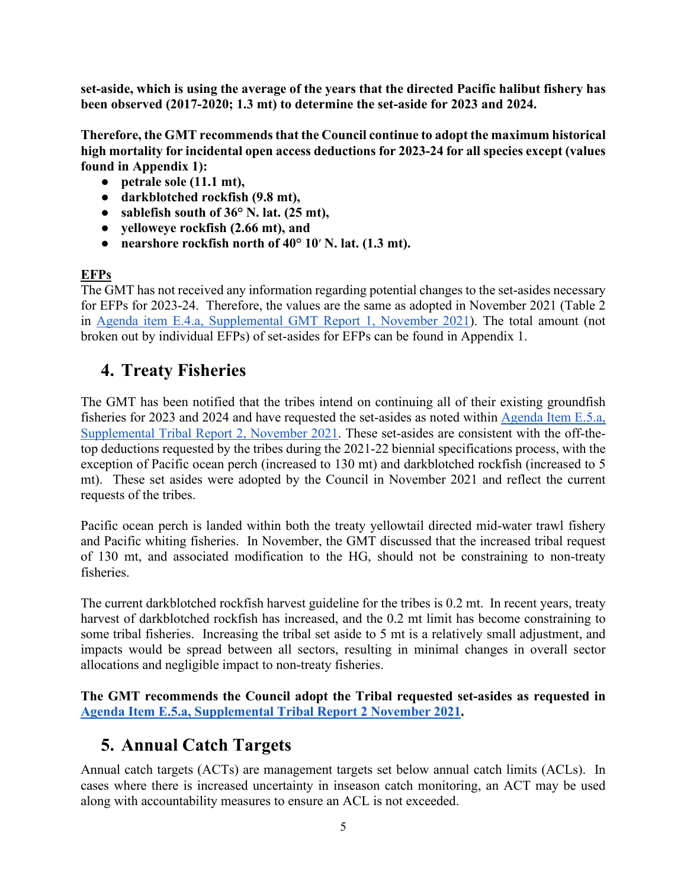**set-aside, which is using the average of the years that the directed Pacific halibut fishery has been observed (2017-2020; 1.3 mt) to determine the set-aside for 2023 and 2024.**

**Therefore, the GMT recommends that the Council continue to adopt the maximum historical high mortality for incidental open access deductions for 2023-24 for all species except (values found in Appendix 1):**

- **petrale sole (11.1 mt),**
- **darkblotched rockfish (9.8 mt),**
- **sablefish south of 36° N. lat. (25 mt),**
- **yelloweye rockfish (2.66 mt), and**
- **nearshore rockfish north of 40° 10′ N. lat. (1.3 mt).**

**EFPs**

The GMT has not received any information regarding potential changes to the set-asides necessary for EFPs for 2023-24. Therefore, the values are the same as adopted in November 2021 (Table 2 in Agenda item E.4.a, Supplemental GMT Report 1, November 2021). The total amount (not broken out by individual EFPs) of set-asides for EFPs can be found in Appendix 1.

## 4. Treaty Fisheries

The GMT has been notified that the tribes intend on continuing all of their existing groundfish fisheries for 2023 and 2024 and have requested the set-asides as noted within Agenda Item E.5.a, Supplemental Tribal Report 2, November 2021. These set-asides are consistent with the off-the-top deductions requested by the tribes during the 2021-22 biennial specifications process, with the exception of Pacific ocean perch (increased to 130 mt) and darkblotched rockfish (increased to 5 mt). These set asides were adopted by the Council in November 2021 and reflect the current requests of the tribes.

Pacific ocean perch is landed within both the treaty yellowtail directed mid-water trawl fishery and Pacific whiting fisheries. In November, the GMT discussed that the increased tribal request of 130 mt, and associated modification to the HG, should not be constraining to non-treaty fisheries.

The current darkblotched rockfish harvest guideline for the tribes is 0.2 mt. In recent years, treaty harvest of darkblotched rockfish has increased, and the 0.2 mt limit has become constraining to some tribal fisheries. Increasing the tribal set aside to 5 mt is a relatively small adjustment, and impacts would be spread between all sectors, resulting in minimal changes in overall sector allocations and negligible impact to non-treaty fisheries.

**The GMT recommends the Council adopt the Tribal requested set-asides as requested in Agenda Item E.5.a, Supplemental Tribal Report 2 November 2021.**

## 5. Annual Catch Targets

Annual catch targets (ACTs) are management targets set below annual catch limits (ACLs). In cases where there is increased uncertainty in inseason catch monitoring, an ACT may be used along with accountability measures to ensure an ACL is not exceeded.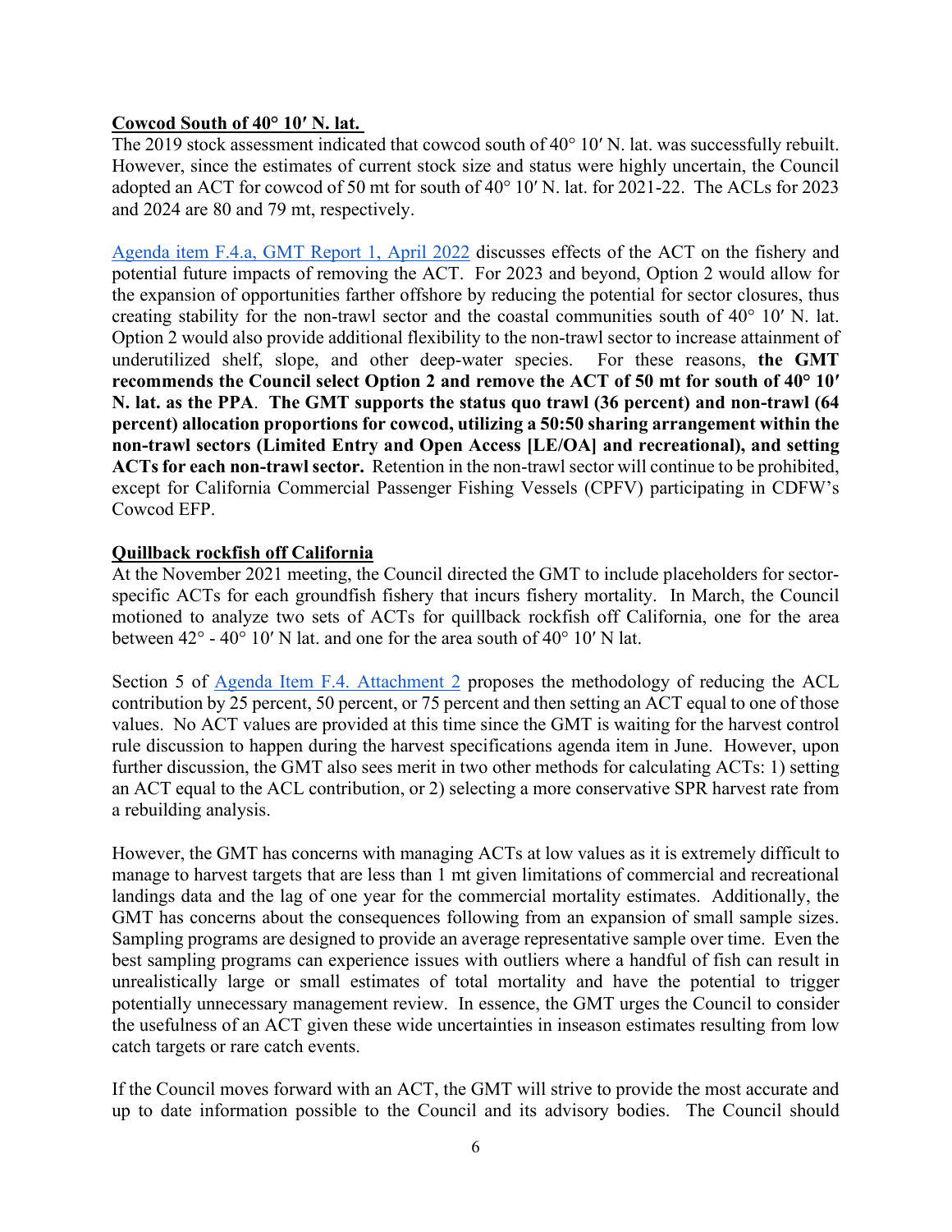**Cowcod South of 40° 10′ N. lat.**

The 2019 stock assessment indicated that cowcod south of 40° 10′ N. lat. was successfully rebuilt. However, since the estimates of current stock size and status were highly uncertain, the Council adopted an ACT for cowcod of 50 mt for south of 40° 10′ N. lat. for 2021-22. The ACLs for 2023 and 2024 are 80 and 79 mt, respectively.

Agenda item F.4.a, GMT Report 1, April 2022 discusses effects of the ACT on the fishery and potential future impacts of removing the ACT. For 2023 and beyond, Option 2 would allow for the expansion of opportunities farther offshore by reducing the potential for sector closures, thus creating stability for the non-trawl sector and the coastal communities south of 40° 10′ N. lat. Option 2 would also provide additional flexibility to the non-trawl sector to increase attainment of underutilized shelf, slope, and other deep-water species. For these reasons, **the GMT recommends the Council select Option 2 and remove the ACT of 50 mt for south of 40° 10′ N. lat. as the PPA**. **The GMT supports the status quo trawl (36 percent) and non-trawl (64 percent) allocation proportions for cowcod, utilizing a 50:50 sharing arrangement within the non-trawl sectors (Limited Entry and Open Access [LE/OA] and recreational), and setting ACTs for each non-trawl sector.** Retention in the non-trawl sector will continue to be prohibited, except for California Commercial Passenger Fishing Vessels (CPFV) participating in CDFW's Cowcod EFP.

**Quillback rockfish off California**

At the November 2021 meeting, the Council directed the GMT to include placeholders for sector-specific ACTs for each groundfish fishery that incurs fishery mortality. In March, the Council motioned to analyze two sets of ACTs for quillback rockfish off California, one for the area between 42° - 40° 10′ N lat. and one for the area south of 40° 10′ N lat.

Section 5 of Agenda Item F.4. Attachment 2 proposes the methodology of reducing the ACL contribution by 25 percent, 50 percent, or 75 percent and then setting an ACT equal to one of those values. No ACT values are provided at this time since the GMT is waiting for the harvest control rule discussion to happen during the harvest specifications agenda item in June. However, upon further discussion, the GMT also sees merit in two other methods for calculating ACTs: 1) setting an ACT equal to the ACL contribution, or 2) selecting a more conservative SPR harvest rate from a rebuilding analysis.

However, the GMT has concerns with managing ACTs at low values as it is extremely difficult to manage to harvest targets that are less than 1 mt given limitations of commercial and recreational landings data and the lag of one year for the commercial mortality estimates. Additionally, the GMT has concerns about the consequences following from an expansion of small sample sizes. Sampling programs are designed to provide an average representative sample over time. Even the best sampling programs can experience issues with outliers where a handful of fish can result in unrealistically large or small estimates of total mortality and have the potential to trigger potentially unnecessary management review. In essence, the GMT urges the Council to consider the usefulness of an ACT given these wide uncertainties in inseason estimates resulting from low catch targets or rare catch events.

If the Council moves forward with an ACT, the GMT will strive to provide the most accurate and up to date information possible to the Council and its advisory bodies. The Council should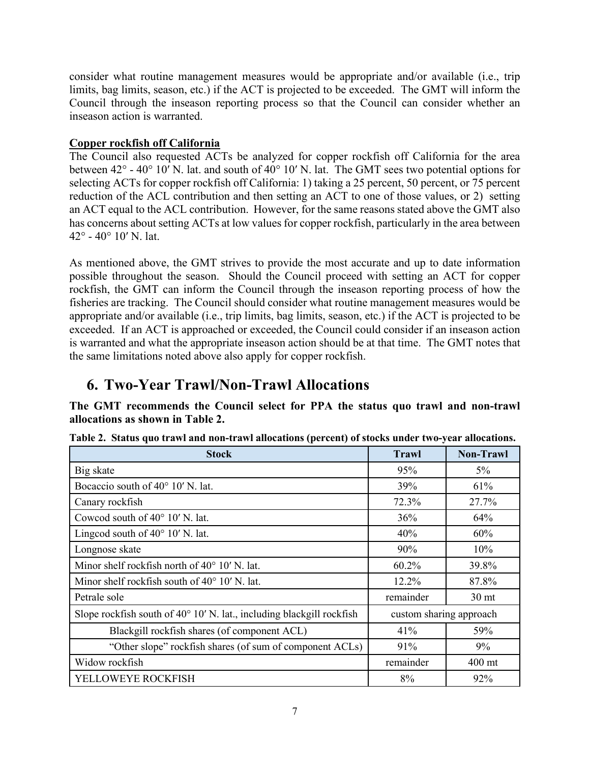consider what routine management measures would be appropriate and/or available (i.e., trip limits, bag limits, season, etc.) if the ACT is projected to be exceeded. The GMT will inform the Council through the inseason reporting process so that the Council can consider whether an inseason action is warranted.

**Copper rockfish off California**

The Council also requested ACTs be analyzed for copper rockfish off California for the area between 42° - 40° 10′ N. lat. and south of 40° 10′ N. lat. The GMT sees two potential options for selecting ACTs for copper rockfish off California: 1) taking a 25 percent, 50 percent, or 75 percent reduction of the ACL contribution and then setting an ACT to one of those values, or 2) setting an ACT equal to the ACL contribution. However, for the same reasons stated above the GMT also has concerns about setting ACTs at low values for copper rockfish, particularly in the area between 42° - 40° 10′ N. lat.

As mentioned above, the GMT strives to provide the most accurate and up to date information possible throughout the season. Should the Council proceed with setting an ACT for copper rockfish, the GMT can inform the Council through the inseason reporting process of how the fisheries are tracking. The Council should consider what routine management measures would be appropriate and/or available (i.e., trip limits, bag limits, season, etc.) if the ACT is projected to be exceeded. If an ACT is approached or exceeded, the Council could consider if an inseason action is warranted and what the appropriate inseason action should be at that time. The GMT notes that the same limitations noted above also apply for copper rockfish.

# 6. Two-Year Trawl/Non-Trawl Allocations

**The GMT recommends the Council select for PPA the status quo trawl and non-trawl allocations as shown in Table 2.**

**Table 2. Status quo trawl and non-trawl allocations (percent) of stocks under two-year allocations.**

| Stock | Trawl | Non-Trawl |
|---|---|---|
| Big skate | 95% | 5% |
| Bocaccio south of 40° 10′ N. lat. | 39% | 61% |
| Canary rockfish | 72.3% | 27.7% |
| Cowcod south of 40° 10′ N. lat. | 36% | 64% |
| Lingcod south of 40° 10′ N. lat. | 40% | 60% |
| Longnose skate | 90% | 10% |
| Minor shelf rockfish north of 40° 10′ N. lat. | 60.2% | 39.8% |
| Minor shelf rockfish south of 40° 10′ N. lat. | 12.2% | 87.8% |
| Petrale sole | remainder | 30 mt |
| Slope rockfish south of 40° 10′ N. lat., including blackgill rockfish | custom sharing approach | |
| Blackgill rockfish shares (of component ACL) | 41% | 59% |
| "Other slope" rockfish shares (of sum of component ACLs) | 91% | 9% |
| Widow rockfish | remainder | 400 mt |
| YELLOWEYE ROCKFISH | 8% | 92% |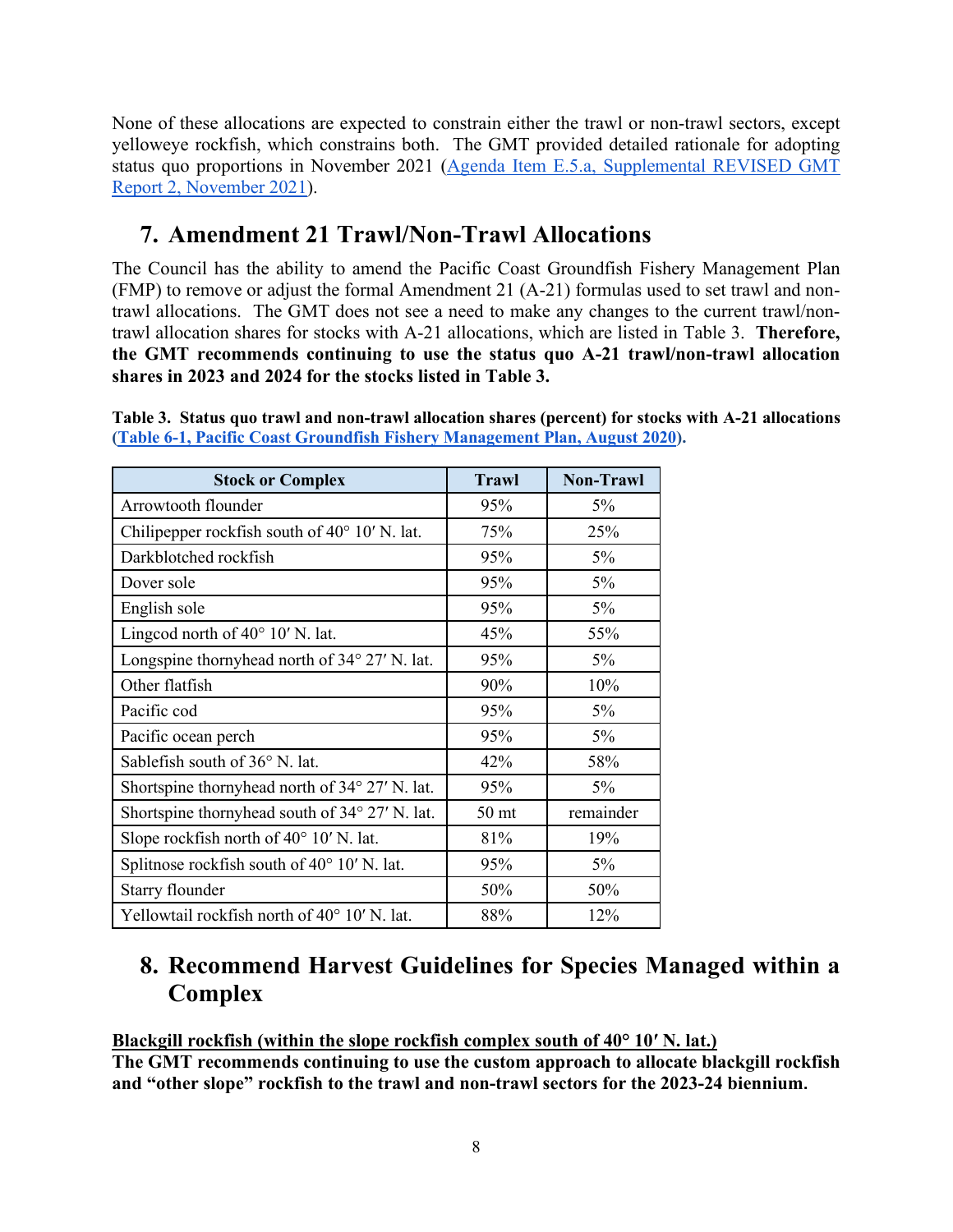None of these allocations are expected to constrain either the trawl or non-trawl sectors, except yelloweye rockfish, which constrains both. The GMT provided detailed rationale for adopting status quo proportions in November 2021 ([Agenda Item E.5.a, Supplemental REVISED GMT Report 2, November 2021](#)).

## 7. Amendment 21 Trawl/Non-Trawl Allocations

The Council has the ability to amend the Pacific Coast Groundfish Fishery Management Plan (FMP) to remove or adjust the formal Amendment 21 (A-21) formulas used to set trawl and non-trawl allocations. The GMT does not see a need to make any changes to the current trawl/non-trawl allocation shares for stocks with A-21 allocations, which are listed in Table 3. **Therefore, the GMT recommends continuing to use the status quo A-21 trawl/non-trawl allocation shares in 2023 and 2024 for the stocks listed in Table 3.**

**Table 3. Status quo trawl and non-trawl allocation shares (percent) for stocks with A-21 allocations ([Table 6-1, Pacific Coast Groundfish Fishery Management Plan, August 2020](#)).**

| Stock or Complex | Trawl | Non-Trawl |
|---|---|---|
| Arrowtooth flounder | 95% | 5% |
| Chilipepper rockfish south of 40° 10′ N. lat. | 75% | 25% |
| Darkblotched rockfish | 95% | 5% |
| Dover sole | 95% | 5% |
| English sole | 95% | 5% |
| Lingcod north of 40° 10′ N. lat. | 45% | 55% |
| Longspine thornyhead north of 34° 27′ N. lat. | 95% | 5% |
| Other flatfish | 90% | 10% |
| Pacific cod | 95% | 5% |
| Pacific ocean perch | 95% | 5% |
| Sablefish south of 36° N. lat. | 42% | 58% |
| Shortspine thornyhead north of 34° 27′ N. lat. | 95% | 5% |
| Shortspine thornyhead south of 34° 27′ N. lat. | 50 mt | remainder |
| Slope rockfish north of 40° 10′ N. lat. | 81% | 19% |
| Splitnose rockfish south of 40° 10′ N. lat. | 95% | 5% |
| Starry flounder | 50% | 50% |
| Yellowtail rockfish north of 40° 10′ N. lat. | 88% | 12% |

## 8. Recommend Harvest Guidelines for Species Managed within a Complex

**Blackgill rockfish (within the slope rockfish complex south of 40° 10′ N. lat.)**

**The GMT recommends continuing to use the custom approach to allocate blackgill rockfish and "other slope" rockfish to the trawl and non-trawl sectors for the 2023-24 biennium.**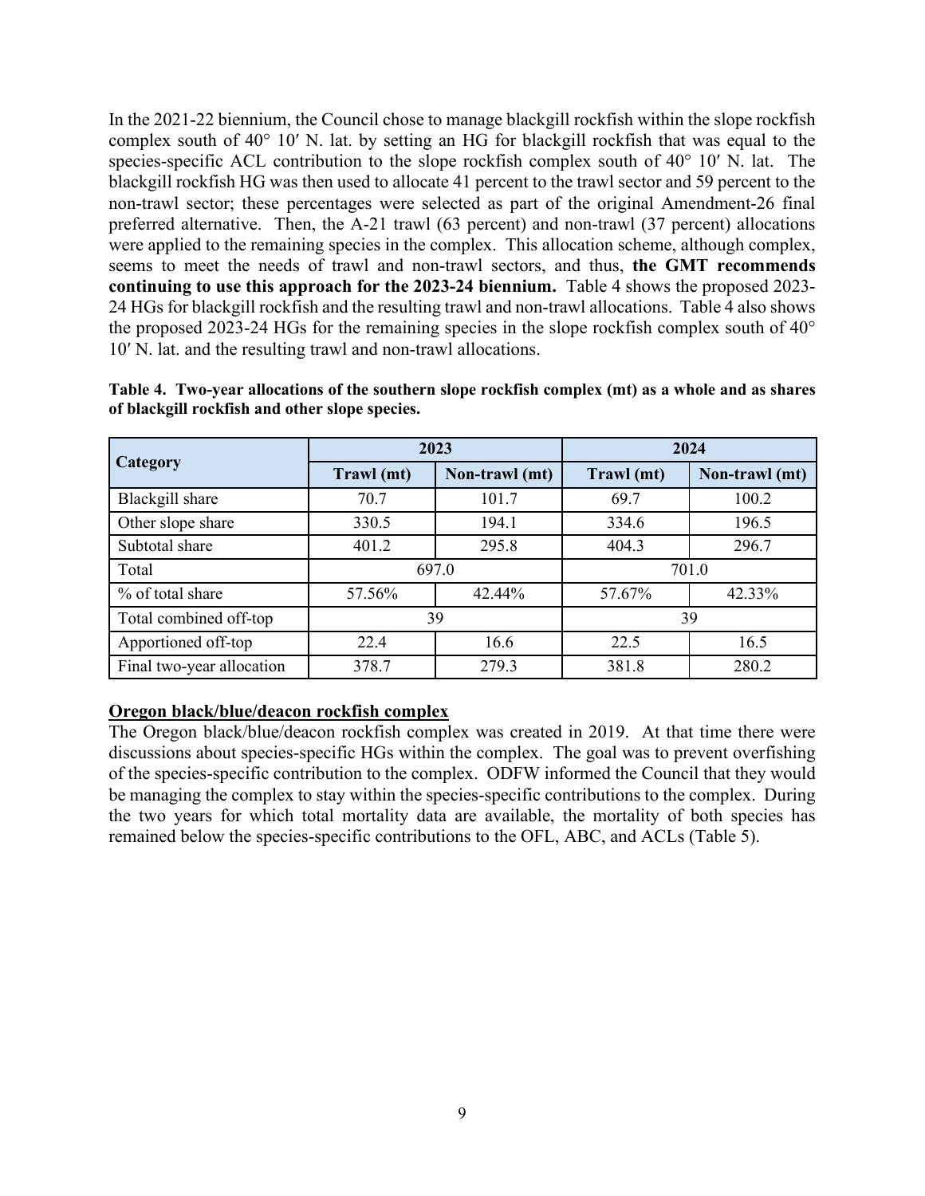In the 2021-22 biennium, the Council chose to manage blackgill rockfish within the slope rockfish complex south of 40° 10′ N. lat. by setting an HG for blackgill rockfish that was equal to the species-specific ACL contribution to the slope rockfish complex south of 40° 10′ N. lat. The blackgill rockfish HG was then used to allocate 41 percent to the trawl sector and 59 percent to the non-trawl sector; these percentages were selected as part of the original Amendment-26 final preferred alternative. Then, the A-21 trawl (63 percent) and non-trawl (37 percent) allocations were applied to the remaining species in the complex. This allocation scheme, although complex, seems to meet the needs of trawl and non-trawl sectors, and thus, **the GMT recommends continuing to use this approach for the 2023-24 biennium.** Table 4 shows the proposed 2023-24 HGs for blackgill rockfish and the resulting trawl and non-trawl allocations. Table 4 also shows the proposed 2023-24 HGs for the remaining species in the slope rockfish complex south of 40° 10′ N. lat. and the resulting trawl and non-trawl allocations.

**Table 4. Two-year allocations of the southern slope rockfish complex (mt) as a whole and as shares of blackgill rockfish and other slope species.**

| Category | 2023 | | 2024 | |
|---|---|---|---|---|
| | Trawl (mt) | Non-trawl (mt) | Trawl (mt) | Non-trawl (mt) |
| Blackgill share | 70.7 | 101.7 | 69.7 | 100.2 |
| Other slope share | 330.5 | 194.1 | 334.6 | 196.5 |
| Subtotal share | 401.2 | 295.8 | 404.3 | 296.7 |
| Total | 697.0 | | 701.0 | |
| % of total share | 57.56% | 42.44% | 57.67% | 42.33% |
| Total combined off-top | 39 | | 39 | |
| Apportioned off-top | 22.4 | 16.6 | 22.5 | 16.5 |
| Final two-year allocation | 378.7 | 279.3 | 381.8 | 280.2 |

**Oregon black/blue/deacon rockfish complex**

The Oregon black/blue/deacon rockfish complex was created in 2019. At that time there were discussions about species-specific HGs within the complex. The goal was to prevent overfishing of the species-specific contribution to the complex. ODFW informed the Council that they would be managing the complex to stay within the species-specific contributions to the complex. During the two years for which total mortality data are available, the mortality of both species has remained below the species-specific contributions to the OFL, ABC, and ACLs (Table 5).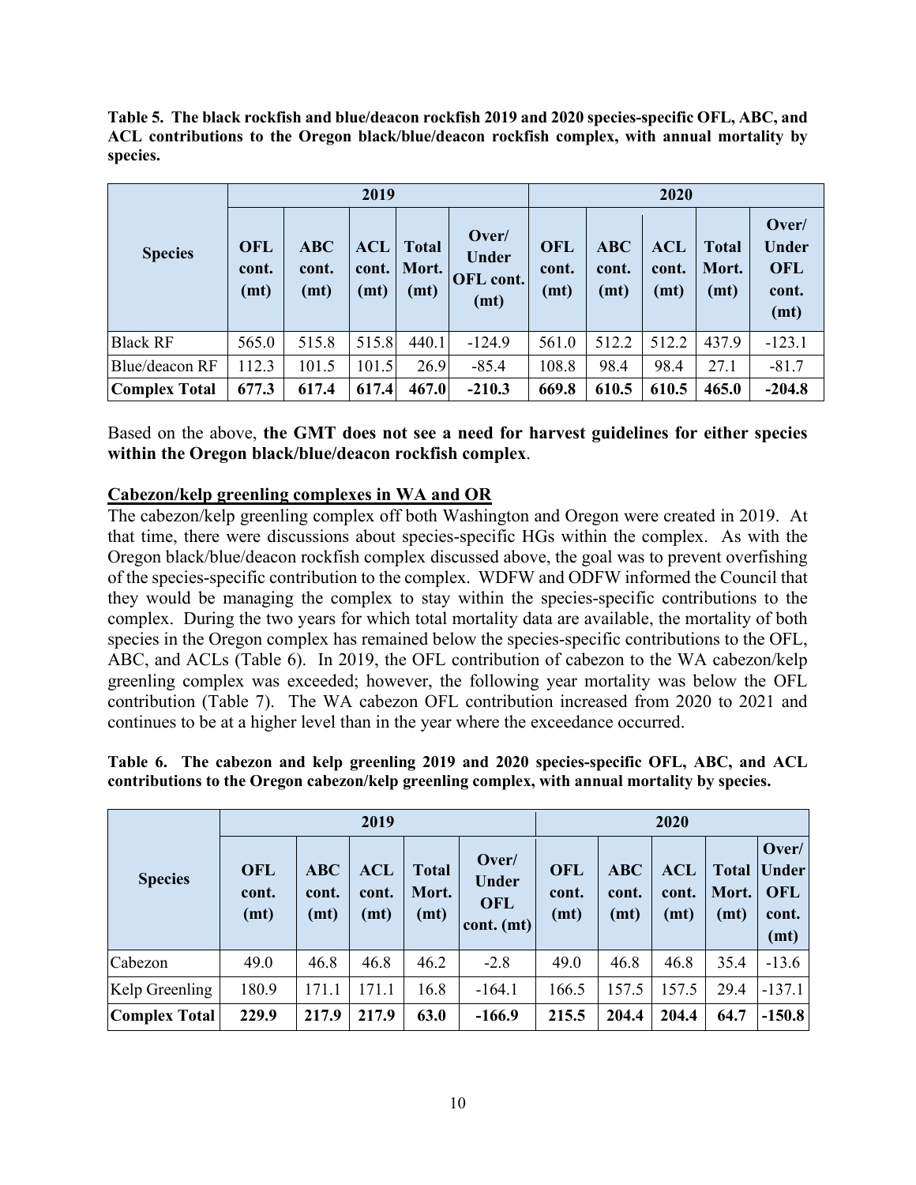**Table 5. The black rockfish and blue/deacon rockfish 2019 and 2020 species-specific OFL, ABC, and ACL contributions to the Oregon black/blue/deacon rockfish complex, with annual mortality by species.**

| Species | 2019 | | | | | 2020 | | | | |
|---|---|---|---|---|---|---|---|---|---|---|
| | OFL cont. (mt) | ABC cont. (mt) | ACL cont. (mt) | Total Mort. (mt) | Over/ Under OFL cont. (mt) | OFL cont. (mt) | ABC cont. (mt) | ACL cont. (mt) | Total Mort. (mt) | Over/ Under OFL cont. (mt) |
| Black RF | 565.0 | 515.8 | 515.8 | 440.1 | -124.9 | 561.0 | 512.2 | 512.2 | 437.9 | -123.1 |
| Blue/deacon RF | 112.3 | 101.5 | 101.5 | 26.9 | -85.4 | 108.8 | 98.4 | 98.4 | 27.1 | -81.7 |
| **Complex Total** | **677.3** | **617.4** | **617.4** | **467.0** | **-210.3** | **669.8** | **610.5** | **610.5** | **465.0** | **-204.8** |

Based on the above, **the GMT does not see a need for harvest guidelines for either species within the Oregon black/blue/deacon rockfish complex**.

## Cabezon/kelp greenling complexes in WA and OR

The cabezon/kelp greenling complex off both Washington and Oregon were created in 2019. At that time, there were discussions about species-specific HGs within the complex. As with the Oregon black/blue/deacon rockfish complex discussed above, the goal was to prevent overfishing of the species-specific contribution to the complex. WDFW and ODFW informed the Council that they would be managing the complex to stay within the species-specific contributions to the complex. During the two years for which total mortality data are available, the mortality of both species in the Oregon complex has remained below the species-specific contributions to the OFL, ABC, and ACLs (Table 6). In 2019, the OFL contribution of cabezon to the WA cabezon/kelp greenling complex was exceeded; however, the following year mortality was below the OFL contribution (Table 7). The WA cabezon OFL contribution increased from 2020 to 2021 and continues to be at a higher level than in the year where the exceedance occurred.

**Table 6. The cabezon and kelp greenling 2019 and 2020 species-specific OFL, ABC, and ACL contributions to the Oregon cabezon/kelp greenling complex, with annual mortality by species.**

| Species | 2019 | | | | | 2020 | | | | |
|---|---|---|---|---|---|---|---|---|---|---|
| | OFL cont. (mt) | ABC cont. (mt) | ACL cont. (mt) | Total Mort. (mt) | Over/ Under OFL cont. (mt) | OFL cont. (mt) | ABC cont. (mt) | ACL cont. (mt) | Total Mort. (mt) | Over/ Under OFL cont. (mt) |
| Cabezon | 49.0 | 46.8 | 46.8 | 46.2 | -2.8 | 49.0 | 46.8 | 46.8 | 35.4 | -13.6 |
| Kelp Greenling | 180.9 | 171.1 | 171.1 | 16.8 | -164.1 | 166.5 | 157.5 | 157.5 | 29.4 | -137.1 |
| **Complex Total** | **229.9** | **217.9** | **217.9** | **63.0** | **-166.9** | **215.5** | **204.4** | **204.4** | **64.7** | **-150.8** |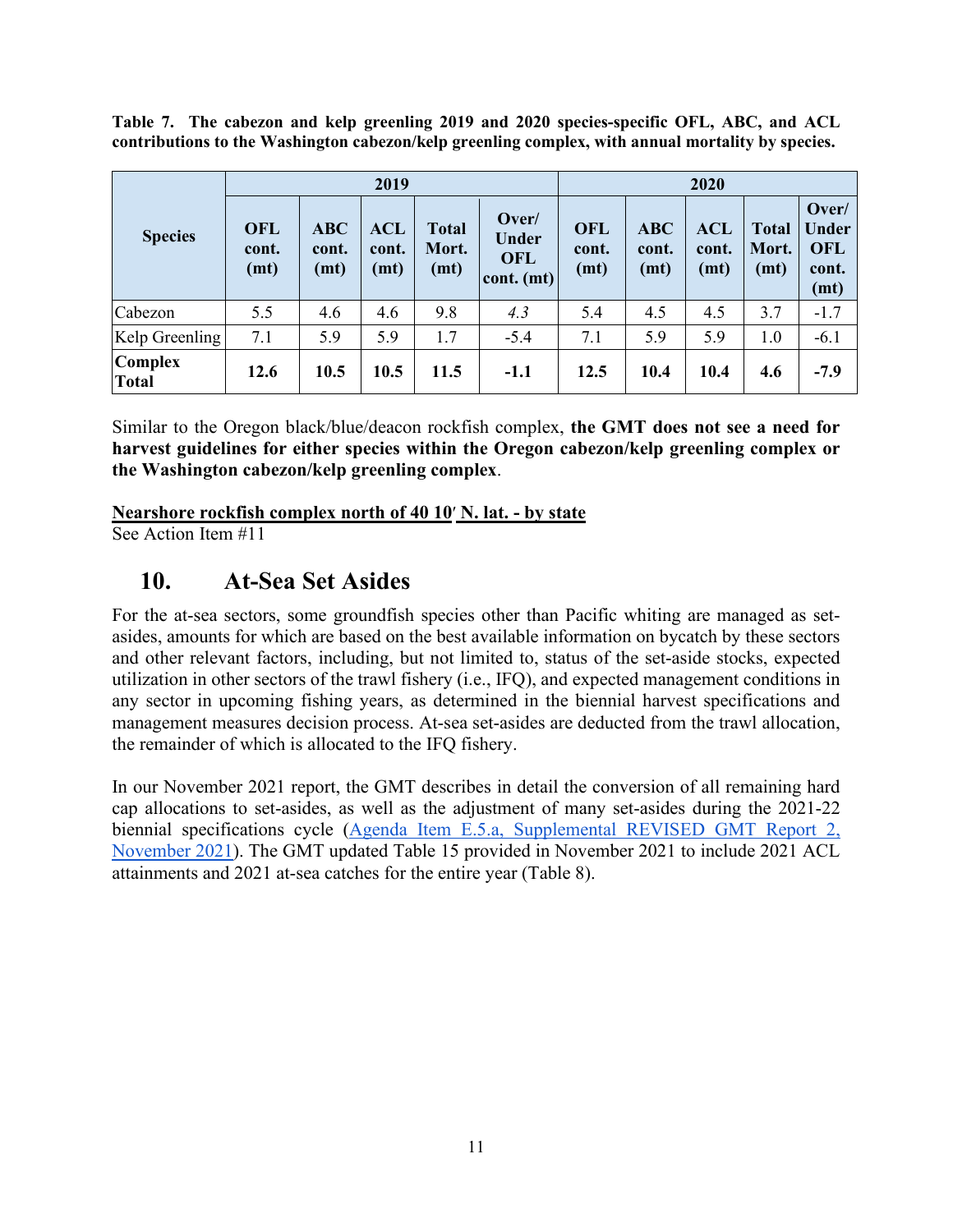**Table 7. The cabezon and kelp greenling 2019 and 2020 species-specific OFL, ABC, and ACL contributions to the Washington cabezon/kelp greenling complex, with annual mortality by species.**

| Species | 2019 | | | | | 2020 | | | | |
|---|---|---|---|---|---|---|---|---|---|---|
| | OFL cont. (mt) | ABC cont. (mt) | ACL cont. (mt) | Total Mort. (mt) | Over/ Under OFL cont. (mt) | OFL cont. (mt) | ABC cont. (mt) | ACL cont. (mt) | Total Mort. (mt) | Over/ Under OFL cont. (mt) |
| Cabezon | 5.5 | 4.6 | 4.6 | 9.8 | *4.3* | 5.4 | 4.5 | 4.5 | 3.7 | -1.7 |
| Kelp Greenling | 7.1 | 5.9 | 5.9 | 1.7 | -5.4 | 7.1 | 5.9 | 5.9 | 1.0 | -6.1 |
| **Complex Total** | **12.6** | **10.5** | **10.5** | **11.5** | **-1.1** | **12.5** | **10.4** | **10.4** | **4.6** | **-7.9** |

Similar to the Oregon black/blue/deacon rockfish complex, **the GMT does not see a need for harvest guidelines for either species within the Oregon cabezon/kelp greenling complex or the Washington cabezon/kelp greenling complex**.

**<u>Nearshore rockfish complex north of 40 10′ N. lat. - by state</u>**
See Action Item #11

## 10. At-Sea Set Asides

For the at-sea sectors, some groundfish species other than Pacific whiting are managed as set-asides, amounts for which are based on the best available information on bycatch by these sectors and other relevant factors, including, but not limited to, status of the set-aside stocks, expected utilization in other sectors of the trawl fishery (i.e., IFQ), and expected management conditions in any sector in upcoming fishing years, as determined in the biennial harvest specifications and management measures decision process. At-sea set-asides are deducted from the trawl allocation, the remainder of which is allocated to the IFQ fishery.

In our November 2021 report, the GMT describes in detail the conversion of all remaining hard cap allocations to set-asides, as well as the adjustment of many set-asides during the 2021-22 biennial specifications cycle (Agenda Item E.5.a, Supplemental REVISED GMT Report 2, November 2021). The GMT updated Table 15 provided in November 2021 to include 2021 ACL attainments and 2021 at-sea catches for the entire year (Table 8).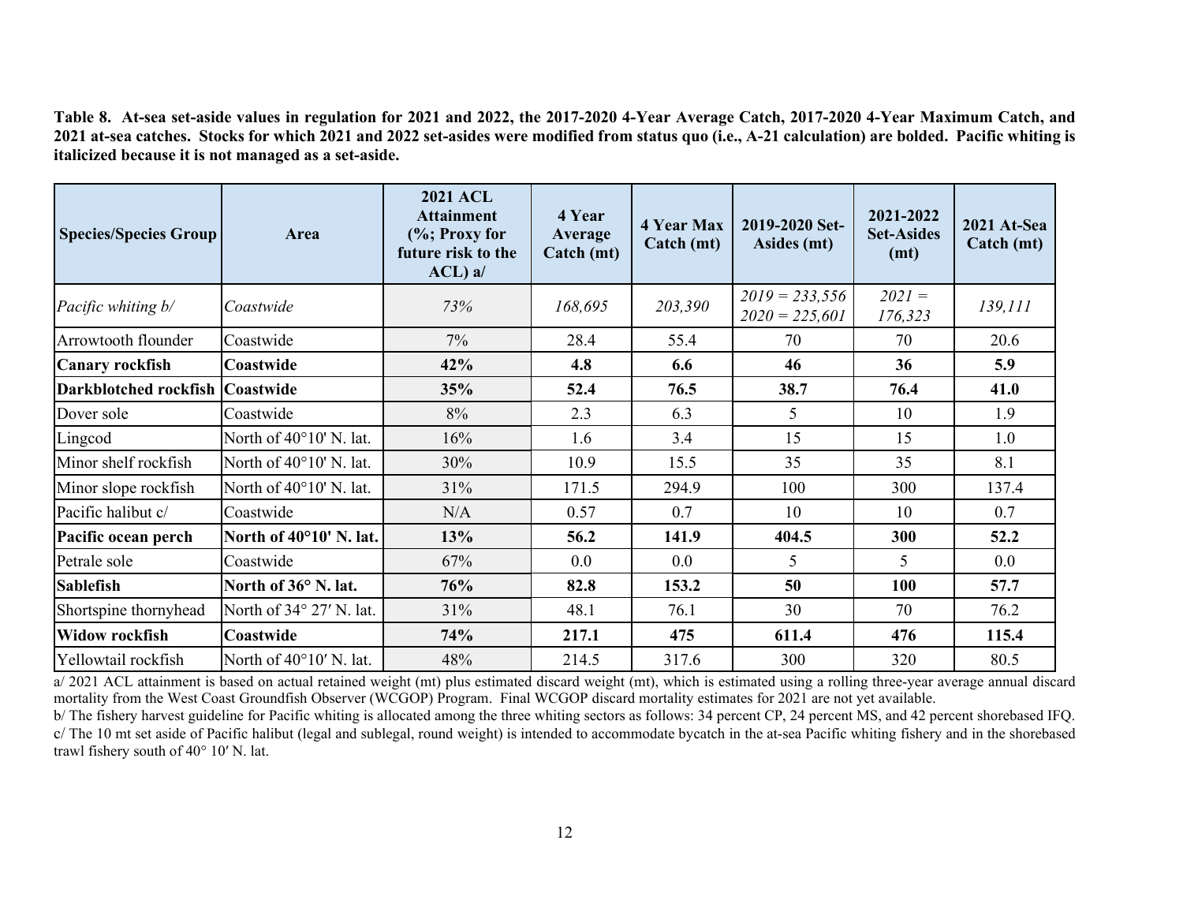**Table 8. At-sea set-aside values in regulation for 2021 and 2022, the 2017-2020 4-Year Average Catch, 2017-2020 4-Year Maximum Catch, and 2021 at-sea catches. Stocks for which 2021 and 2022 set-asides were modified from status quo (i.e., A-21 calculation) are bolded. Pacific whiting is italicized because it is not managed as a set-aside.**

| Species/Species Group | Area | 2021 ACL Attainment (%; Proxy for future risk to the ACL) a/ | 4 Year Average Catch (mt) | 4 Year Max Catch (mt) | 2019-2020 Set-Asides (mt) | 2021-2022 Set-Asides (mt) | 2021 At-Sea Catch (mt) |
|---|---|---|---|---|---|---|---|
| *Pacific whiting b/* | *Coastwide* | *73%* | *168,695* | *203,390* | *2019 = 233,556* *2020 = 225,601* | *2021 = 176,323* | *139,111* |
| Arrowtooth flounder | Coastwide | 7% | 28.4 | 55.4 | 70 | 70 | 20.6 |
| **Canary rockfish** | **Coastwide** | **42%** | **4.8** | **6.6** | **46** | **36** | **5.9** |
| **Darkblotched rockfish** | **Coastwide** | **35%** | **52.4** | **76.5** | **38.7** | **76.4** | **41.0** |
| Dover sole | Coastwide | 8% | 2.3 | 6.3 | 5 | 10 | 1.9 |
| Lingcod | North of 40°10' N. lat. | 16% | 1.6 | 3.4 | 15 | 15 | 1.0 |
| Minor shelf rockfish | North of 40°10' N. lat. | 30% | 10.9 | 15.5 | 35 | 35 | 8.1 |
| Minor slope rockfish | North of 40°10' N. lat. | 31% | 171.5 | 294.9 | 100 | 300 | 137.4 |
| Pacific halibut c/ | Coastwide | N/A | 0.57 | 0.7 | 10 | 10 | 0.7 |
| **Pacific ocean perch** | **North of 40°10' N. lat.** | **13%** | **56.2** | **141.9** | **404.5** | **300** | **52.2** |
| Petrale sole | Coastwide | 67% | 0.0 | 0.0 | 5 | 5 | 0.0 |
| **Sablefish** | **North of 36° N. lat.** | **76%** | **82.8** | **153.2** | **50** | **100** | **57.7** |
| Shortspine thornyhead | North of 34° 27′ N. lat. | 31% | 48.1 | 76.1 | 30 | 70 | 76.2 |
| **Widow rockfish** | **Coastwide** | **74%** | **217.1** | **475** | **611.4** | **476** | **115.4** |
| Yellowtail rockfish | North of 40°10′ N. lat. | 48% | 214.5 | 317.6 | 300 | 320 | 80.5 |

a/ 2021 ACL attainment is based on actual retained weight (mt) plus estimated discard weight (mt), which is estimated using a rolling three-year average annual discard mortality from the West Coast Groundfish Observer (WCGOP) Program. Final WCGOP discard mortality estimates for 2021 are not yet available.

b/ The fishery harvest guideline for Pacific whiting is allocated among the three whiting sectors as follows: 34 percent CP, 24 percent MS, and 42 percent shorebased IFQ.

c/ The 10 mt set aside of Pacific halibut (legal and sublegal, round weight) is intended to accommodate bycatch in the at-sea Pacific whiting fishery and in the shorebased trawl fishery south of 40° 10′ N. lat.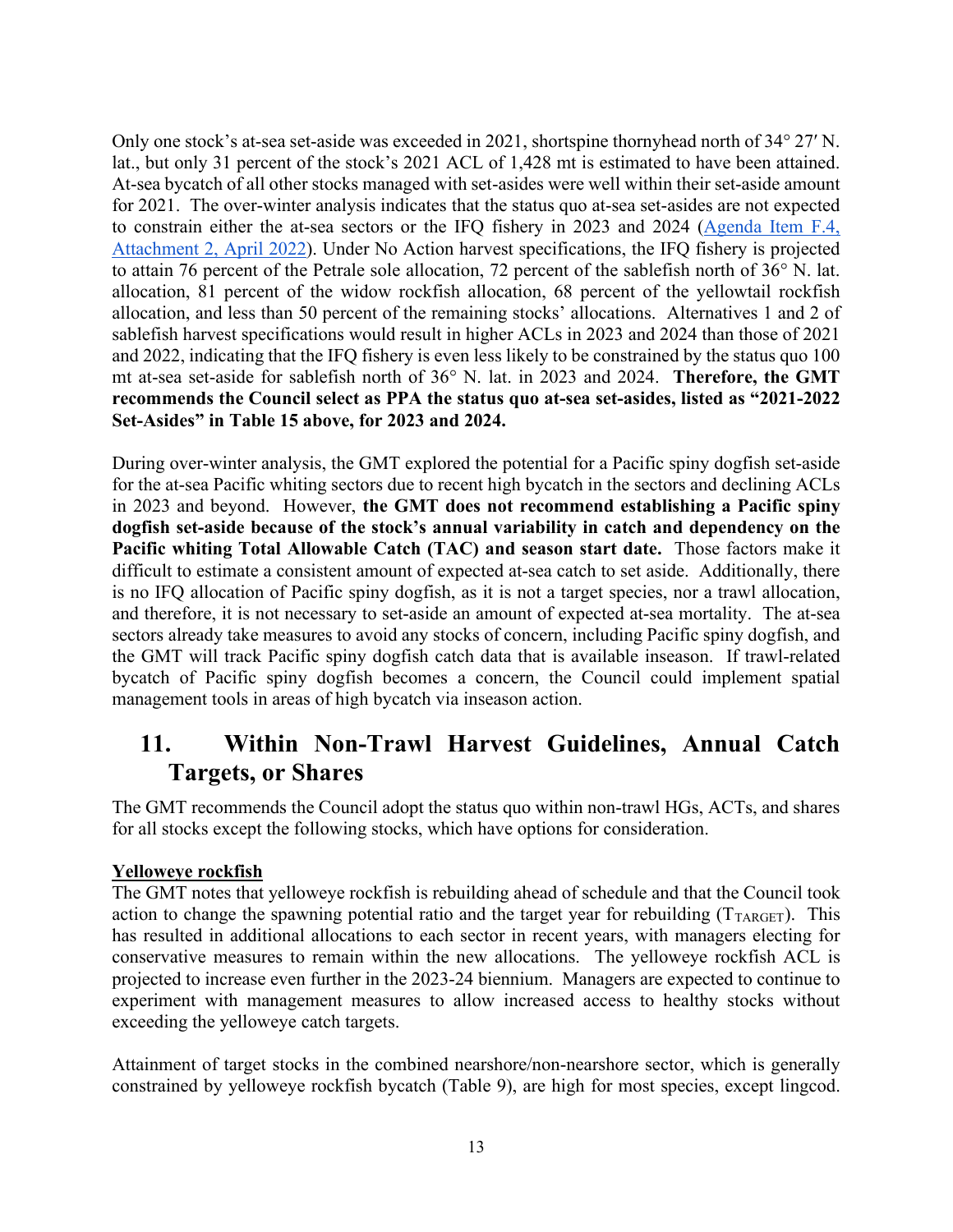Only one stock's at-sea set-aside was exceeded in 2021, shortspine thornyhead north of 34° 27′ N. lat., but only 31 percent of the stock's 2021 ACL of 1,428 mt is estimated to have been attained. At-sea bycatch of all other stocks managed with set-asides were well within their set-aside amount for 2021. The over-winter analysis indicates that the status quo at-sea set-asides are not expected to constrain either the at-sea sectors or the IFQ fishery in 2023 and 2024 (Agenda Item F.4, Attachment 2, April 2022). Under No Action harvest specifications, the IFQ fishery is projected to attain 76 percent of the Petrale sole allocation, 72 percent of the sablefish north of 36° N. lat. allocation, 81 percent of the widow rockfish allocation, 68 percent of the yellowtail rockfish allocation, and less than 50 percent of the remaining stocks' allocations. Alternatives 1 and 2 of sablefish harvest specifications would result in higher ACLs in 2023 and 2024 than those of 2021 and 2022, indicating that the IFQ fishery is even less likely to be constrained by the status quo 100 mt at-sea set-aside for sablefish north of 36° N. lat. in 2023 and 2024. **Therefore, the GMT recommends the Council select as PPA the status quo at-sea set-asides, listed as "2021-2022 Set-Asides" in Table 15 above, for 2023 and 2024.**

During over-winter analysis, the GMT explored the potential for a Pacific spiny dogfish set-aside for the at-sea Pacific whiting sectors due to recent high bycatch in the sectors and declining ACLs in 2023 and beyond. However, **the GMT does not recommend establishing a Pacific spiny dogfish set-aside because of the stock's annual variability in catch and dependency on the Pacific whiting Total Allowable Catch (TAC) and season start date.** Those factors make it difficult to estimate a consistent amount of expected at-sea catch to set aside. Additionally, there is no IFQ allocation of Pacific spiny dogfish, as it is not a target species, nor a trawl allocation, and therefore, it is not necessary to set-aside an amount of expected at-sea mortality. The at-sea sectors already take measures to avoid any stocks of concern, including Pacific spiny dogfish, and the GMT will track Pacific spiny dogfish catch data that is available inseason. If trawl-related bycatch of Pacific spiny dogfish becomes a concern, the Council could implement spatial management tools in areas of high bycatch via inseason action.

# 11. Within Non-Trawl Harvest Guidelines, Annual Catch Targets, or Shares

The GMT recommends the Council adopt the status quo within non-trawl HGs, ACTs, and shares for all stocks except the following stocks, which have options for consideration.

**Yelloweye rockfish**

The GMT notes that yelloweye rockfish is rebuilding ahead of schedule and that the Council took action to change the spawning potential ratio and the target year for rebuilding ($T_{TARGET}$). This has resulted in additional allocations to each sector in recent years, with managers electing for conservative measures to remain within the new allocations. The yelloweye rockfish ACL is projected to increase even further in the 2023-24 biennium. Managers are expected to continue to experiment with management measures to allow increased access to healthy stocks without exceeding the yelloweye catch targets.

Attainment of target stocks in the combined nearshore/non-nearshore sector, which is generally constrained by yelloweye rockfish bycatch (Table 9), are high for most species, except lingcod.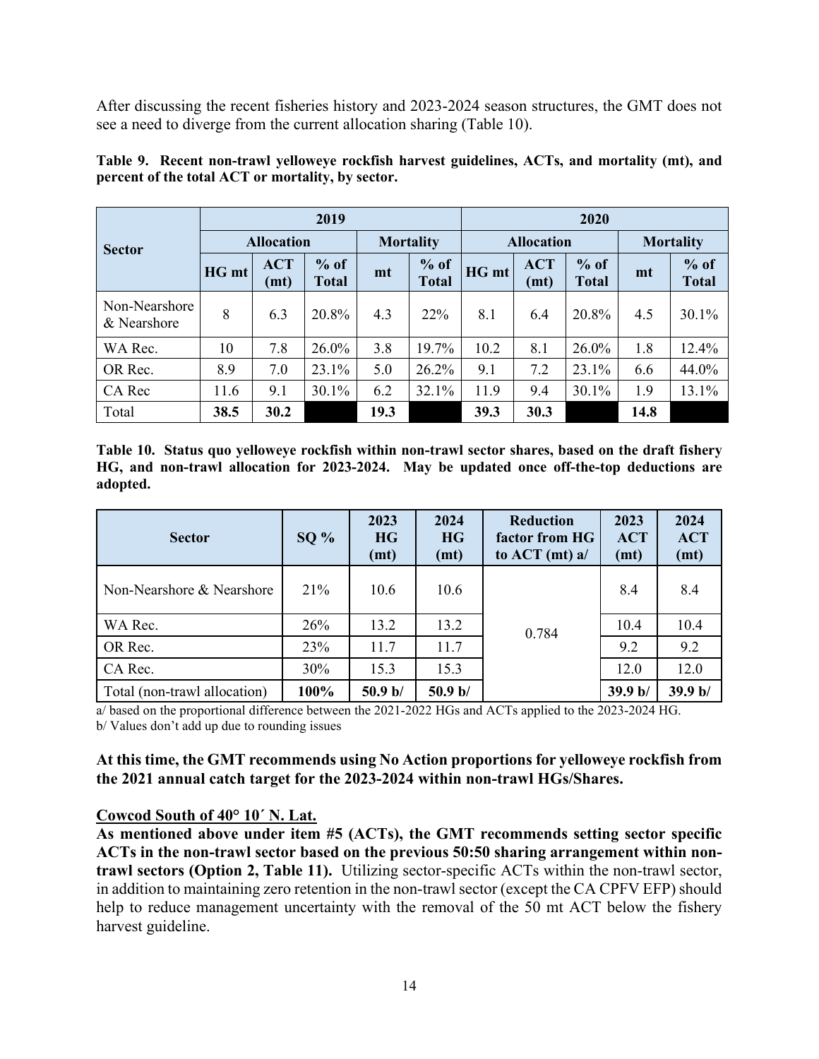After discussing the recent fisheries history and 2023-2024 season structures, the GMT does not see a need to diverge from the current allocation sharing (Table 10).

**Table 9. Recent non-trawl yelloweye rockfish harvest guidelines, ACTs, and mortality (mt), and percent of the total ACT or mortality, by sector.**

| Sector | 2019 | | | | | 2020 | | | | |
|---|---|---|---|---|---|---|---|---|---|---|
| | Allocation | | | Mortality | | Allocation | | | Mortality | |
| | HG mt | ACT (mt) | % of Total | mt | % of Total | HG mt | ACT (mt) | % of Total | mt | % of Total |
| Non-Nearshore & Nearshore | 8 | 6.3 | 20.8% | 4.3 | 22% | 8.1 | 6.4 | 20.8% | 4.5 | 30.1% |
| WA Rec. | 10 | 7.8 | 26.0% | 3.8 | 19.7% | 10.2 | 8.1 | 26.0% | 1.8 | 12.4% |
| OR Rec. | 8.9 | 7.0 | 23.1% | 5.0 | 26.2% | 9.1 | 7.2 | 23.1% | 6.6 | 44.0% |
| CA Rec | 11.6 | 9.1 | 30.1% | 6.2 | 32.1% | 11.9 | 9.4 | 30.1% | 1.9 | 13.1% |
| Total | **38.5** | **30.2** | | **19.3** | | **39.3** | **30.3** | | **14.8** | |

**Table 10. Status quo yelloweye rockfish within non-trawl sector shares, based on the draft fishery HG, and non-trawl allocation for 2023-2024. May be updated once off-the-top deductions are adopted.**

| Sector | SQ % | 2023 HG (mt) | 2024 HG (mt) | Reduction factor from HG to ACT (mt) a/ | 2023 ACT (mt) | 2024 ACT (mt) |
|---|---|---|---|---|---|---|
| Non-Nearshore & Nearshore | 21% | 10.6 | 10.6 | 0.784 | 8.4 | 8.4 |
| WA Rec. | 26% | 13.2 | 13.2 | | 10.4 | 10.4 |
| OR Rec. | 23% | 11.7 | 11.7 | | 9.2 | 9.2 |
| CA Rec. | 30% | 15.3 | 15.3 | | 12.0 | 12.0 |
| Total (non-trawl allocation) | **100%** | **50.9 b/** | **50.9 b/** | | **39.9 b/** | **39.9 b/** |

a/ based on the proportional difference between the 2021-2022 HGs and ACTs applied to the 2023-2024 HG.
b/ Values don't add up due to rounding issues

**At this time, the GMT recommends using No Action proportions for yelloweye rockfish from the 2021 annual catch target for the 2023-2024 within non-trawl HGs/Shares.**

<u>**Cowcod South of 40° 10´ N. Lat.**</u>

**As mentioned above under item #5 (ACTs), the GMT recommends setting sector specific ACTs in the non-trawl sector based on the previous 50:50 sharing arrangement within non-trawl sectors (Option 2, Table 11).** Utilizing sector-specific ACTs within the non-trawl sector, in addition to maintaining zero retention in the non-trawl sector (except the CA CPFV EFP) should help to reduce management uncertainty with the removal of the 50 mt ACT below the fishery harvest guideline.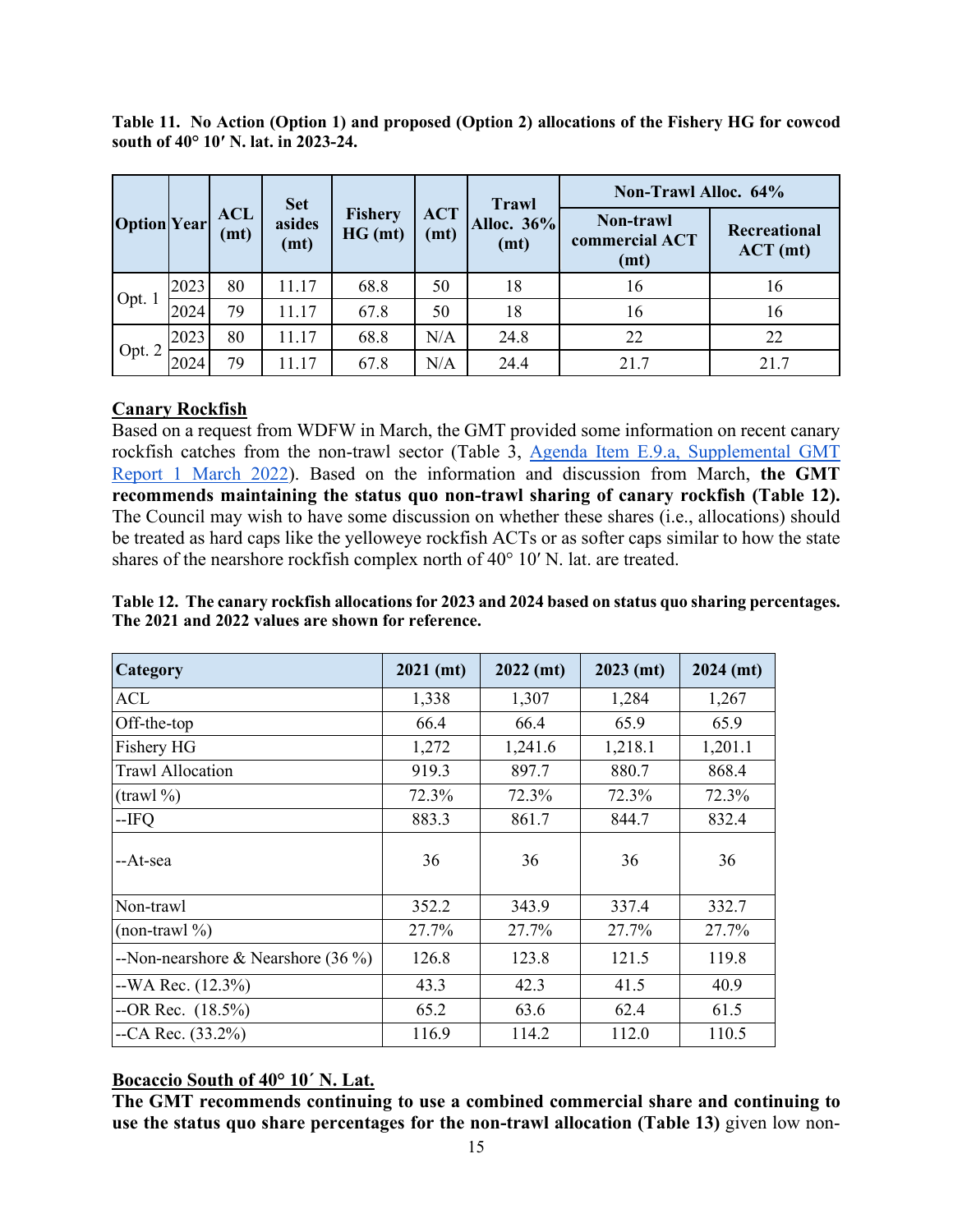**Table 11. No Action (Option 1) and proposed (Option 2) allocations of the Fishery HG for cowcod south of 40° 10′ N. lat. in 2023-24.**

| Option | Year | ACL (mt) | Set asides (mt) | Fishery HG (mt) | ACT (mt) | Trawl Alloc. 36% (mt) | Non-Trawl Alloc. 64% | |
|---|---|---|---|---|---|---|---|---|
| | | | | | | | Non-trawl commercial ACT (mt) | Recreational ACT (mt) |
| Opt. 1 | 2023 | 80 | 11.17 | 68.8 | 50 | 18 | 16 | 16 |
| | 2024 | 79 | 11.17 | 67.8 | 50 | 18 | 16 | 16 |
| Opt. 2 | 2023 | 80 | 11.17 | 68.8 | N/A | 24.8 | 22 | 22 |
| | 2024 | 79 | 11.17 | 67.8 | N/A | 24.4 | 21.7 | 21.7 |

## Canary Rockfish

Based on a request from WDFW in March, the GMT provided some information on recent canary rockfish catches from the non-trawl sector (Table 3, Agenda Item E.9.a, Supplemental GMT Report 1 March 2022). Based on the information and discussion from March, **the GMT recommends maintaining the status quo non-trawl sharing of canary rockfish (Table 12).** The Council may wish to have some discussion on whether these shares (i.e., allocations) should be treated as hard caps like the yelloweye rockfish ACTs or as softer caps similar to how the state shares of the nearshore rockfish complex north of 40° 10′ N. lat. are treated.

**Table 12. The canary rockfish allocations for 2023 and 2024 based on status quo sharing percentages. The 2021 and 2022 values are shown for reference.**

| Category | 2021 (mt) | 2022 (mt) | 2023 (mt) | 2024 (mt) |
|---|---|---|---|---|
| ACL | 1,338 | 1,307 | 1,284 | 1,267 |
| Off-the-top | 66.4 | 66.4 | 65.9 | 65.9 |
| Fishery HG | 1,272 | 1,241.6 | 1,218.1 | 1,201.1 |
| Trawl Allocation | 919.3 | 897.7 | 880.7 | 868.4 |
| (trawl %) | 72.3% | 72.3% | 72.3% | 72.3% |
| --IFQ | 883.3 | 861.7 | 844.7 | 832.4 |
| --At-sea | 36 | 36 | 36 | 36 |
| Non-trawl | 352.2 | 343.9 | 337.4 | 332.7 |
| (non-trawl %) | 27.7% | 27.7% | 27.7% | 27.7% |
| --Non-nearshore & Nearshore (36 %) | 126.8 | 123.8 | 121.5 | 119.8 |
| --WA Rec. (12.3%) | 43.3 | 42.3 | 41.5 | 40.9 |
| --OR Rec. (18.5%) | 65.2 | 63.6 | 62.4 | 61.5 |
| --CA Rec. (33.2%) | 116.9 | 114.2 | 112.0 | 110.5 |

## Bocaccio South of 40° 10′ N. Lat.

**The GMT recommends continuing to use a combined commercial share and continuing to use the status quo share percentages for the non-trawl allocation (Table 13)** given low non-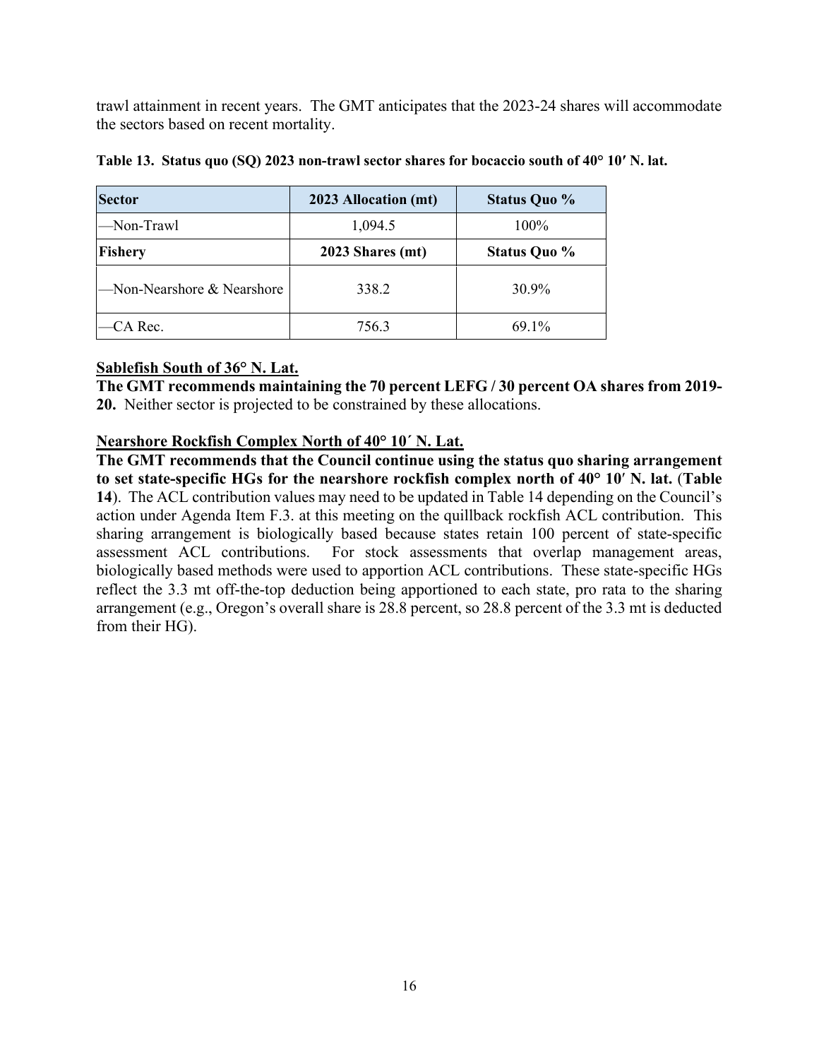trawl attainment in recent years. The GMT anticipates that the 2023-24 shares will accommodate the sectors based on recent mortality.

**Table 13. Status quo (SQ) 2023 non-trawl sector shares for bocaccio south of 40° 10′ N. lat.**

| **Sector** | **2023 Allocation (mt)** | **Status Quo %** |
|---|---|---|
| —Non-Trawl | 1,094.5 | 100% |
| **Fishery** | **2023 Shares (mt)** | **Status Quo %** |
| —Non-Nearshore & Nearshore | 338.2 | 30.9% |
| —CA Rec. | 756.3 | 69.1% |

**Sablefish South of 36° N. Lat.**

**The GMT recommends maintaining the 70 percent LEFG / 30 percent OA shares from 2019-20.** Neither sector is projected to be constrained by these allocations.

**Nearshore Rockfish Complex North of 40° 10′ N. Lat.**

**The GMT recommends that the Council continue using the status quo sharing arrangement to set state-specific HGs for the nearshore rockfish complex north of 40° 10′ N. lat.** (**Table 14**). The ACL contribution values may need to be updated in Table 14 depending on the Council's action under Agenda Item F.3. at this meeting on the quillback rockfish ACL contribution. This sharing arrangement is biologically based because states retain 100 percent of state-specific assessment ACL contributions. For stock assessments that overlap management areas, biologically based methods were used to apportion ACL contributions. These state-specific HGs reflect the 3.3 mt off-the-top deduction being apportioned to each state, pro rata to the sharing arrangement (e.g., Oregon's overall share is 28.8 percent, so 28.8 percent of the 3.3 mt is deducted from their HG).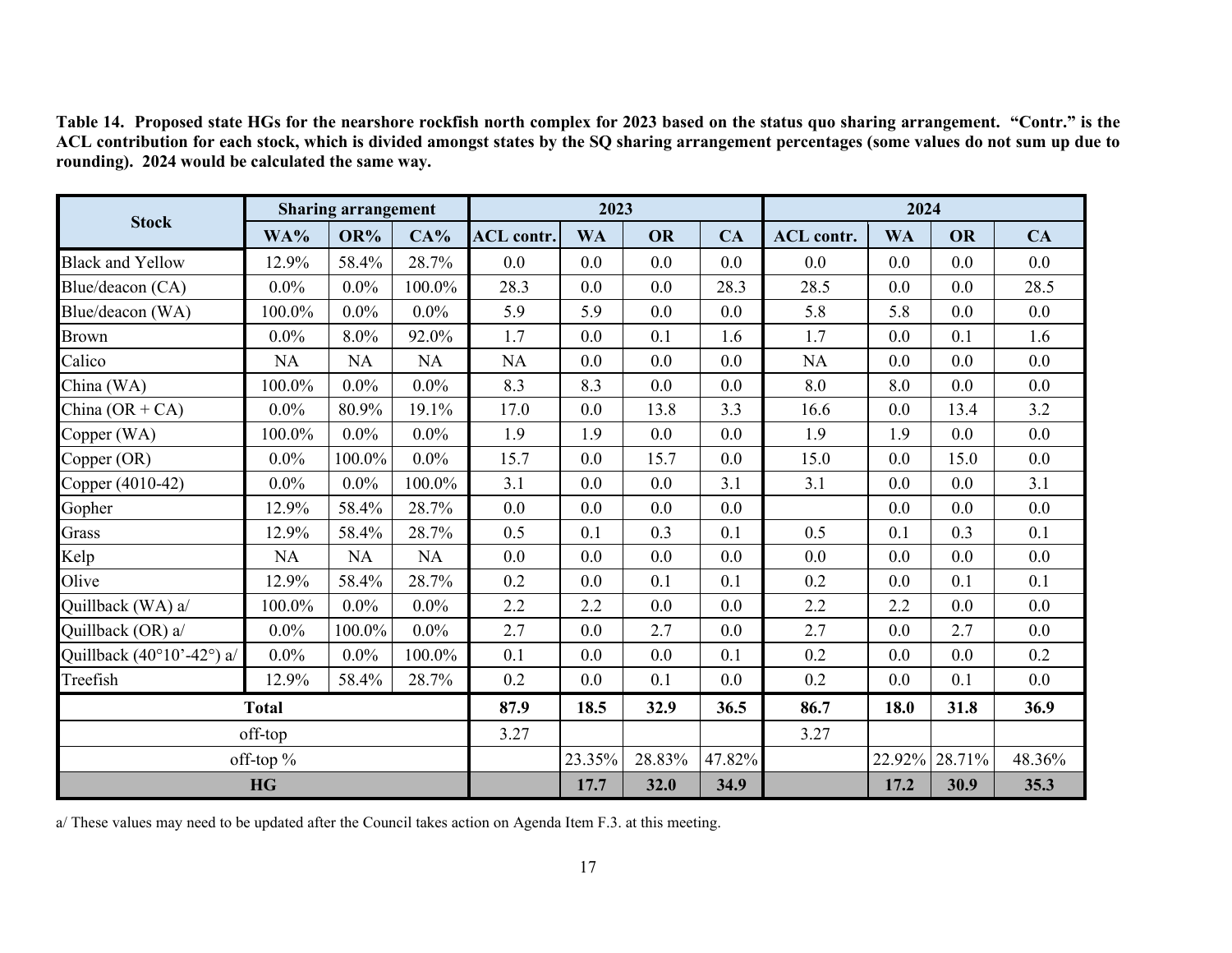**Table 14. Proposed state HGs for the nearshore rockfish north complex for 2023 based on the status quo sharing arrangement. "Contr." is the ACL contribution for each stock, which is divided amongst states by the SQ sharing arrangement percentages (some values do not sum up due to rounding). 2024 would be calculated the same way.**

| Stock | Sharing arrangement | | | 2023 | | | | 2024 | | | |
|---|---|---|---|---|---|---|---|---|---|---|---|
| | WA% | OR% | CA% | ACL contr. | WA | OR | CA | ACL contr. | WA | OR | CA |
| Black and Yellow | 12.9% | 58.4% | 28.7% | 0.0 | 0.0 | 0.0 | 0.0 | 0.0 | 0.0 | 0.0 | 0.0 |
| Blue/deacon (CA) | 0.0% | 0.0% | 100.0% | 28.3 | 0.0 | 0.0 | 28.3 | 28.5 | 0.0 | 0.0 | 28.5 |
| Blue/deacon (WA) | 100.0% | 0.0% | 0.0% | 5.9 | 5.9 | 0.0 | 0.0 | 5.8 | 5.8 | 0.0 | 0.0 |
| Brown | 0.0% | 8.0% | 92.0% | 1.7 | 0.0 | 0.1 | 1.6 | 1.7 | 0.0 | 0.1 | 1.6 |
| Calico | NA | NA | NA | NA | 0.0 | 0.0 | 0.0 | NA | 0.0 | 0.0 | 0.0 |
| China (WA) | 100.0% | 0.0% | 0.0% | 8.3 | 8.3 | 0.0 | 0.0 | 8.0 | 8.0 | 0.0 | 0.0 |
| China (OR + CA) | 0.0% | 80.9% | 19.1% | 17.0 | 0.0 | 13.8 | 3.3 | 16.6 | 0.0 | 13.4 | 3.2 |
| Copper (WA) | 100.0% | 0.0% | 0.0% | 1.9 | 1.9 | 0.0 | 0.0 | 1.9 | 1.9 | 0.0 | 0.0 |
| Copper (OR) | 0.0% | 100.0% | 0.0% | 15.7 | 0.0 | 15.7 | 0.0 | 15.0 | 0.0 | 15.0 | 0.0 |
| Copper (4010-42) | 0.0% | 0.0% | 100.0% | 3.1 | 0.0 | 0.0 | 3.1 | 3.1 | 0.0 | 0.0 | 3.1 |
| Gopher | 12.9% | 58.4% | 28.7% | 0.0 | 0.0 | 0.0 | 0.0 | | 0.0 | 0.0 | 0.0 |
| Grass | 12.9% | 58.4% | 28.7% | 0.5 | 0.1 | 0.3 | 0.1 | 0.5 | 0.1 | 0.3 | 0.1 |
| Kelp | NA | NA | NA | 0.0 | 0.0 | 0.0 | 0.0 | 0.0 | 0.0 | 0.0 | 0.0 |
| Olive | 12.9% | 58.4% | 28.7% | 0.2 | 0.0 | 0.1 | 0.1 | 0.2 | 0.0 | 0.1 | 0.1 |
| Quillback (WA) a/ | 100.0% | 0.0% | 0.0% | 2.2 | 2.2 | 0.0 | 0.0 | 2.2 | 2.2 | 0.0 | 0.0 |
| Quillback (OR) a/ | 0.0% | 100.0% | 0.0% | 2.7 | 0.0 | 2.7 | 0.0 | 2.7 | 0.0 | 2.7 | 0.0 |
| Quillback (40°10'-42°) a/ | 0.0% | 0.0% | 100.0% | 0.1 | 0.0 | 0.0 | 0.1 | 0.2 | 0.0 | 0.0 | 0.2 |
| Treefish | 12.9% | 58.4% | 28.7% | 0.2 | 0.0 | 0.1 | 0.0 | 0.2 | 0.0 | 0.1 | 0.0 |
| **Total** | | | | **87.9** | **18.5** | **32.9** | **36.5** | **86.7** | **18.0** | **31.8** | **36.9** |
| off-top | | | | 3.27 | | | | 3.27 | | | |
| off-top % | | | | | 23.35% | 28.83% | 47.82% | | 22.92% | 28.71% | 48.36% |
| **HG** | | | | | **17.7** | **32.0** | **34.9** | | **17.2** | **30.9** | **35.3** |

a/ These values may need to be updated after the Council takes action on Agenda Item F.3. at this meeting.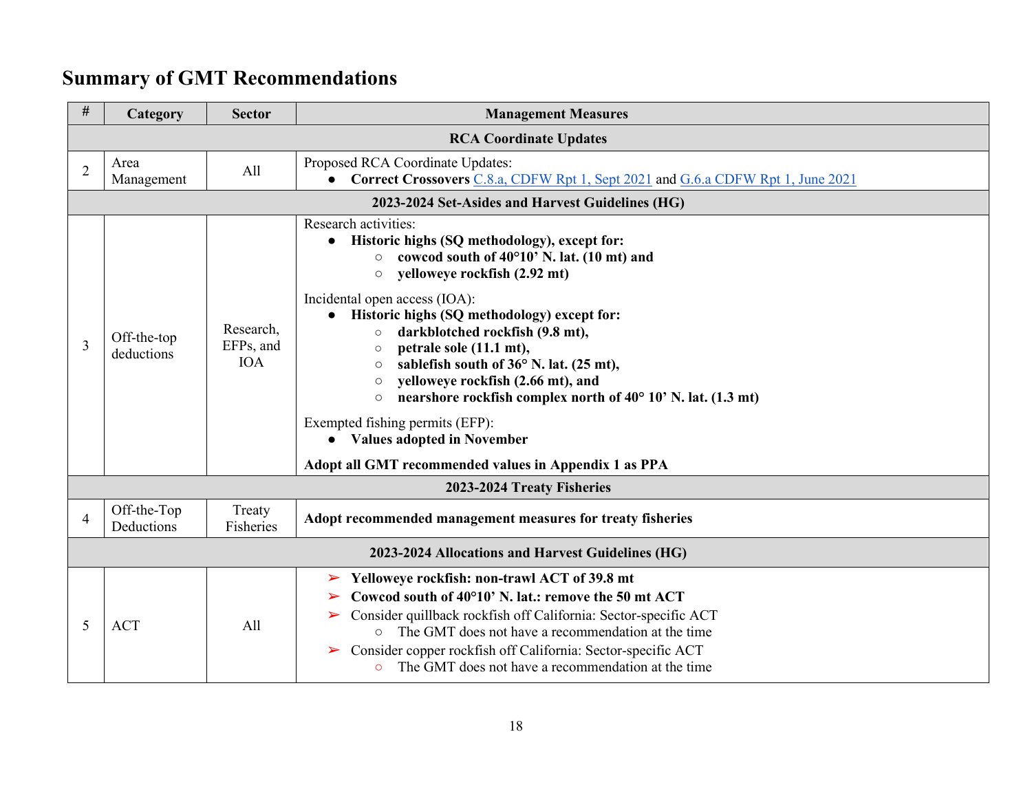## Summary of GMT Recommendations

| # | Category | Sector | Management Measures |
|---|---|---|---|
| **RCA Coordinate Updates** | | | |
| 2 | Area Management | All | Proposed RCA Coordinate Updates:<br>● **Correct Crossovers** C.8.a, CDFW Rpt 1, Sept 2021 and G.6.a CDFW Rpt 1, June 2021 |
| **2023-2024 Set-Asides and Harvest Guidelines (HG)** | | | |
| 3 | Off-the-top deductions | Research, EFPs, and IOA | Research activities:<br>● **Historic highs (SQ methodology), except for:**<br>○ **cowcod south of 40°10' N. lat. (10 mt) and**<br>○ **yelloweye rockfish (2.92 mt)**<br><br>Incidental open access (IOA):<br>● **Historic highs (SQ methodology) except for:**<br>○ **darkblotched rockfish (9.8 mt),**<br>○ **petrale sole (11.1 mt),**<br>○ **sablefish south of 36° N. lat. (25 mt),**<br>○ **yelloweye rockfish (2.66 mt), and**<br>○ **nearshore rockfish complex north of 40° 10' N. lat. (1.3 mt)**<br><br>Exempted fishing permits (EFP):<br>● **Values adopted in November**<br><br>**Adopt all GMT recommended values in Appendix 1 as PPA** |
| **2023-2024 Treaty Fisheries** | | | |
| 4 | Off-the-Top Deductions | Treaty Fisheries | **Adopt recommended management measures for treaty fisheries** |
| **2023-2024 Allocations and Harvest Guidelines (HG)** | | | |
| 5 | ACT | All | ➢ **Yelloweye rockfish: non-trawl ACT of 39.8 mt**<br>➢ **Cowcod south of 40°10' N. lat.: remove the 50 mt ACT**<br>➢ Consider quillback rockfish off California: Sector-specific ACT<br>○ The GMT does not have a recommendation at the time<br>➢ Consider copper rockfish off California: Sector-specific ACT<br>○ The GMT does not have a recommendation at the time |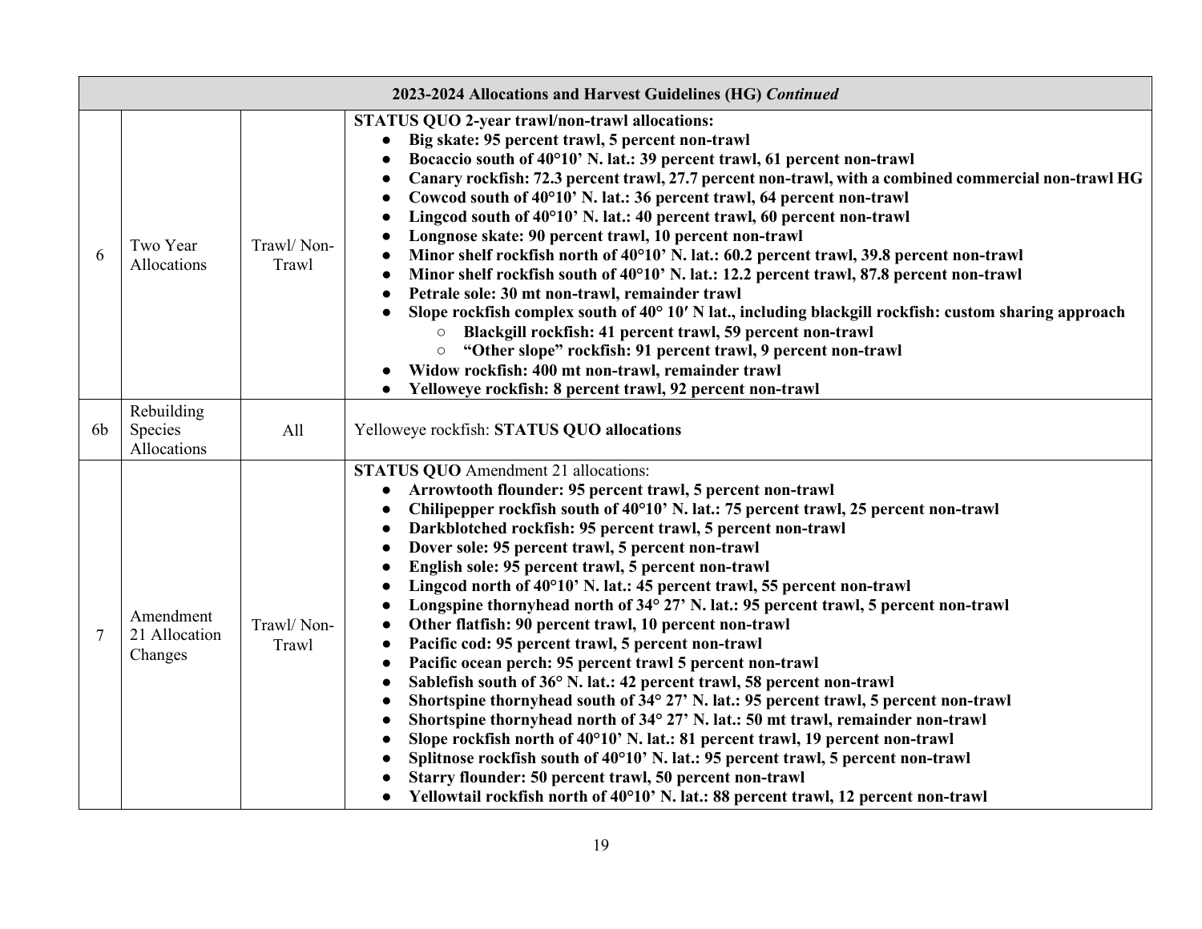| 2023-2024 Allocations and Harvest Guidelines (HG) *Continued* | | | |
|---|---|---|---|
| 6 | Two Year Allocations | Trawl/ Non-Trawl | **STATUS QUO 2-year trawl/non-trawl allocations:**<br>● **Big skate: 95 percent trawl, 5 percent non-trawl**<br>● **Bocaccio south of 40°10' N. lat.: 39 percent trawl, 61 percent non-trawl**<br>● **Canary rockfish: 72.3 percent trawl, 27.7 percent non-trawl, with a combined commercial non-trawl HG**<br>● **Cowcod south of 40°10' N. lat.: 36 percent trawl, 64 percent non-trawl**<br>● **Lingcod south of 40°10' N. lat.: 40 percent trawl, 60 percent non-trawl**<br>● **Longnose skate: 90 percent trawl, 10 percent non-trawl**<br>● **Minor shelf rockfish north of 40°10' N. lat.: 60.2 percent trawl, 39.8 percent non-trawl**<br>● **Minor shelf rockfish south of 40°10' N. lat.: 12.2 percent trawl, 87.8 percent non-trawl**<br>● **Petrale sole: 30 mt non-trawl, remainder trawl**<br>● **Slope rockfish complex south of 40° 10′ N lat., including blackgill rockfish: custom sharing approach**<br>○ **Blackgill rockfish: 41 percent trawl, 59 percent non-trawl**<br>○ **"Other slope" rockfish: 91 percent trawl, 9 percent non-trawl**<br>● **Widow rockfish: 400 mt non-trawl, remainder trawl**<br>● **Yelloweye rockfish: 8 percent trawl, 92 percent non-trawl** |
| 6b | Rebuilding Species Allocations | All | Yelloweye rockfish: **STATUS QUO allocations** |
| 7 | Amendment 21 Allocation Changes | Trawl/ Non-Trawl | **STATUS QUO** Amendment 21 allocations:<br>● **Arrowtooth flounder: 95 percent trawl, 5 percent non-trawl**<br>● **Chilipepper rockfish south of 40°10' N. lat.: 75 percent trawl, 25 percent non-trawl**<br>● **Darkblotched rockfish: 95 percent trawl, 5 percent non-trawl**<br>● **Dover sole: 95 percent trawl, 5 percent non-trawl**<br>● **English sole: 95 percent trawl, 5 percent non-trawl**<br>● **Lingcod north of 40°10' N. lat.: 45 percent trawl, 55 percent non-trawl**<br>● **Longspine thornyhead north of 34° 27' N. lat.: 95 percent trawl, 5 percent non-trawl**<br>● **Other flatfish: 90 percent trawl, 10 percent non-trawl**<br>● **Pacific cod: 95 percent trawl, 5 percent non-trawl**<br>● **Pacific ocean perch: 95 percent trawl 5 percent non-trawl**<br>● **Sablefish south of 36° N. lat.: 42 percent trawl, 58 percent non-trawl**<br>● **Shortspine thornyhead south of 34° 27' N. lat.: 95 percent trawl, 5 percent non-trawl**<br>● **Shortspine thornyhead north of 34° 27' N. lat.: 50 mt trawl, remainder non-trawl**<br>● **Slope rockfish north of 40°10' N. lat.: 81 percent trawl, 19 percent non-trawl**<br>● **Splitnose rockfish south of 40°10' N. lat.: 95 percent trawl, 5 percent non-trawl**<br>● **Starry flounder: 50 percent trawl, 50 percent non-trawl**<br>● **Yellowtail rockfish north of 40°10' N. lat.: 88 percent trawl, 12 percent non-trawl** |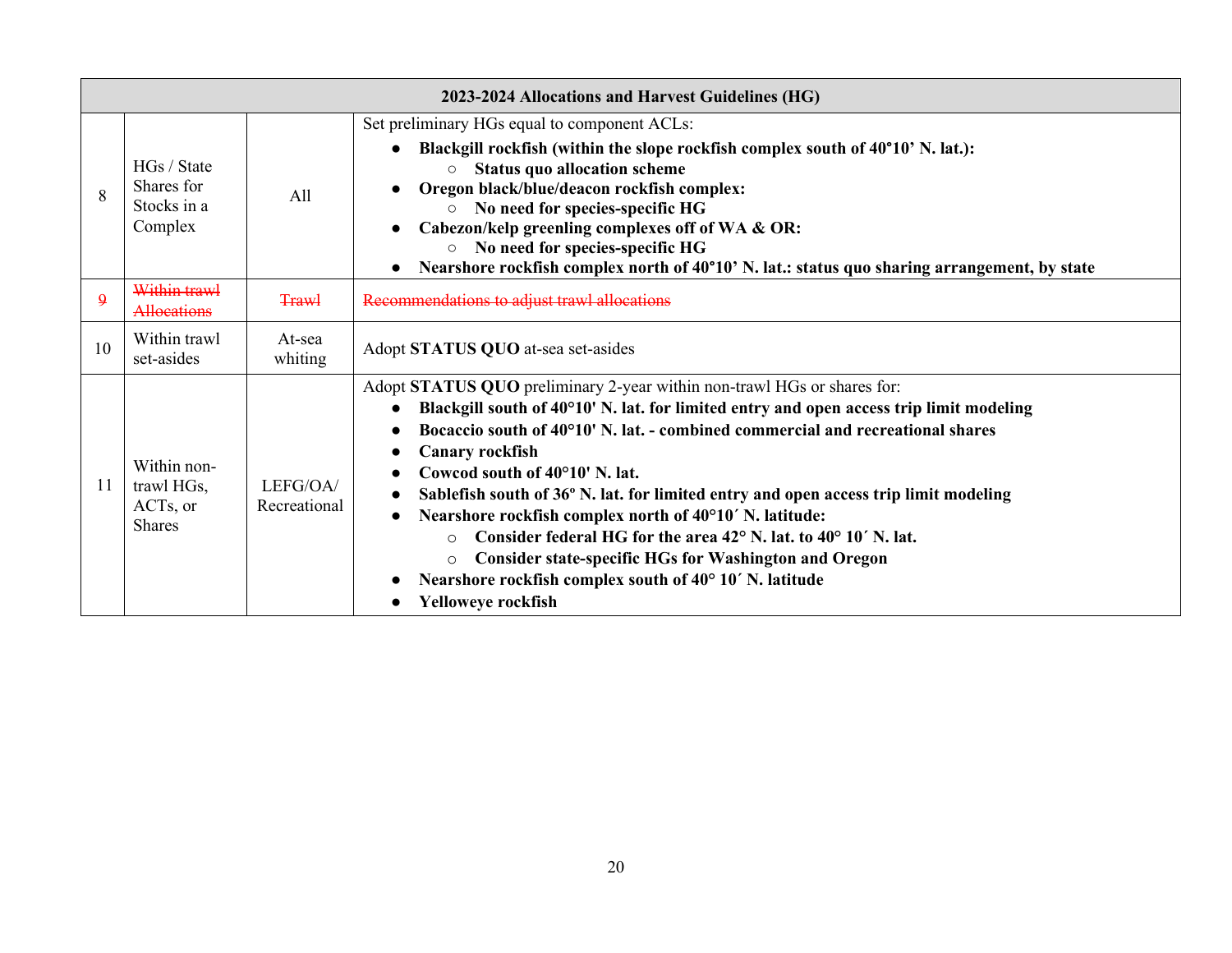| 2023-2024 Allocations and Harvest Guidelines (HG) | | | |
|---|---|---|---|
| 8 | HGs / State Shares for Stocks in a Complex | All | Set preliminary HGs equal to component ACLs:<br>● **Blackgill rockfish (within the slope rockfish complex south of 40°10' N. lat.):**<br>&nbsp;&nbsp;&nbsp;&nbsp;○ **Status quo allocation scheme**<br>● **Oregon black/blue/deacon rockfish complex:**<br>&nbsp;&nbsp;&nbsp;&nbsp;○ **No need for species-specific HG**<br>● **Cabezon/kelp greenling complexes off of WA & OR:**<br>&nbsp;&nbsp;&nbsp;&nbsp;○ **No need for species-specific HG**<br>● **Nearshore rockfish complex north of 40°10' N. lat.: status quo sharing arrangement, by state** |
| ~~9~~ | ~~Within trawl Allocations~~ | ~~Trawl~~ | ~~Recommendations to adjust trawl allocations~~ |
| 10 | Within trawl set-asides | At-sea whiting | Adopt **STATUS QUO** at-sea set-asides |
| 11 | Within non-trawl HGs, ACTs, or Shares | LEFG/OA/ Recreational | Adopt **STATUS QUO** preliminary 2-year within non-trawl HGs or shares for:<br>● **Blackgill south of 40°10' N. lat. for limited entry and open access trip limit modeling**<br>● **Bocaccio south of 40°10' N. lat. - combined commercial and recreational shares**<br>● **Canary rockfish**<br>● **Cowcod south of 40°10' N. lat.**<br>● **Sablefish south of 36º N. lat. for limited entry and open access trip limit modeling**<br>● **Nearshore rockfish complex north of 40°10´ N. latitude:**<br>&nbsp;&nbsp;&nbsp;&nbsp;○ **Consider federal HG for the area 42° N. lat. to 40° 10´ N. lat.**<br>&nbsp;&nbsp;&nbsp;&nbsp;○ **Consider state-specific HGs for Washington and Oregon**<br>● **Nearshore rockfish complex south of 40° 10´ N. latitude**<br>● **Yelloweye rockfish** |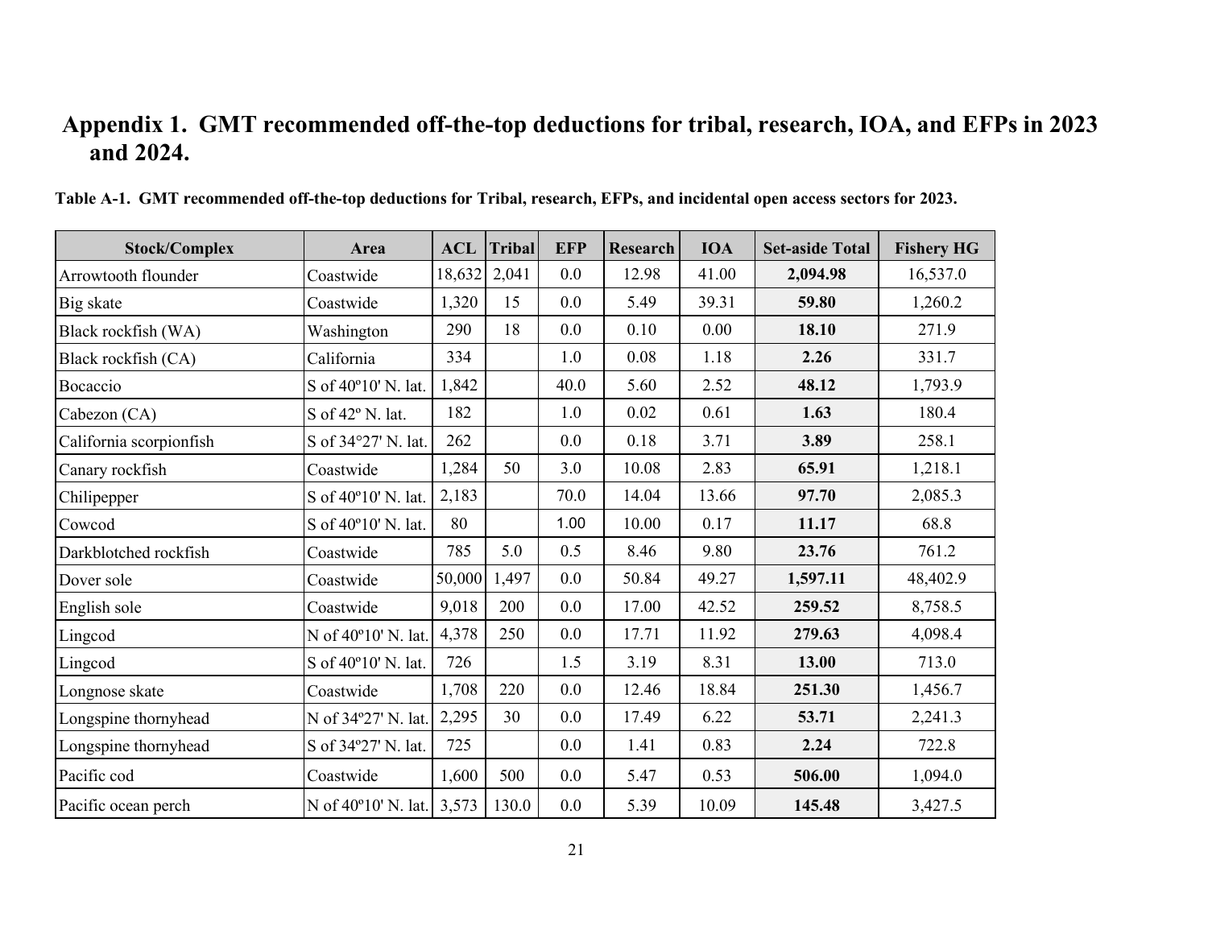# Appendix 1. GMT recommended off-the-top deductions for tribal, research, IOA, and EFPs in 2023 and 2024.

**Table A-1. GMT recommended off-the-top deductions for Tribal, research, EFPs, and incidental open access sectors for 2023.**

| Stock/Complex | Area | ACL | Tribal | EFP | Research | IOA | Set-aside Total | Fishery HG |
|---|---|---|---|---|---|---|---|---|
| Arrowtooth flounder | Coastwide | 18,632 | 2,041 | 0.0 | 12.98 | 41.00 | **2,094.98** | 16,537.0 |
| Big skate | Coastwide | 1,320 | 15 | 0.0 | 5.49 | 39.31 | **59.80** | 1,260.2 |
| Black rockfish (WA) | Washington | 290 | 18 | 0.0 | 0.10 | 0.00 | **18.10** | 271.9 |
| Black rockfish (CA) | California | 334 | | 1.0 | 0.08 | 1.18 | **2.26** | 331.7 |
| Bocaccio | S of 40º10' N. lat. | 1,842 | | 40.0 | 5.60 | 2.52 | **48.12** | 1,793.9 |
| Cabezon (CA) | S of 42º N. lat. | 182 | | 1.0 | 0.02 | 0.61 | **1.63** | 180.4 |
| California scorpionfish | S of 34°27' N. lat. | 262 | | 0.0 | 0.18 | 3.71 | **3.89** | 258.1 |
| Canary rockfish | Coastwide | 1,284 | 50 | 3.0 | 10.08 | 2.83 | **65.91** | 1,218.1 |
| Chilipepper | S of 40º10' N. lat. | 2,183 | | 70.0 | 14.04 | 13.66 | **97.70** | 2,085.3 |
| Cowcod | S of 40º10' N. lat. | 80 | | 1.00 | 10.00 | 0.17 | **11.17** | 68.8 |
| Darkblotched rockfish | Coastwide | 785 | 5.0 | 0.5 | 8.46 | 9.80 | **23.76** | 761.2 |
| Dover sole | Coastwide | 50,000 | 1,497 | 0.0 | 50.84 | 49.27 | **1,597.11** | 48,402.9 |
| English sole | Coastwide | 9,018 | 200 | 0.0 | 17.00 | 42.52 | **259.52** | 8,758.5 |
| Lingcod | N of 40º10' N. lat. | 4,378 | 250 | 0.0 | 17.71 | 11.92 | **279.63** | 4,098.4 |
| Lingcod | S of 40º10' N. lat. | 726 | | 1.5 | 3.19 | 8.31 | **13.00** | 713.0 |
| Longnose skate | Coastwide | 1,708 | 220 | 0.0 | 12.46 | 18.84 | **251.30** | 1,456.7 |
| Longspine thornyhead | N of 34º27' N. lat. | 2,295 | 30 | 0.0 | 17.49 | 6.22 | **53.71** | 2,241.3 |
| Longspine thornyhead | S of 34º27' N. lat. | 725 | | 0.0 | 1.41 | 0.83 | **2.24** | 722.8 |
| Pacific cod | Coastwide | 1,600 | 500 | 0.0 | 5.47 | 0.53 | **506.00** | 1,094.0 |
| Pacific ocean perch | N of 40º10' N. lat. | 3,573 | 130.0 | 0.0 | 5.39 | 10.09 | **145.48** | 3,427.5 |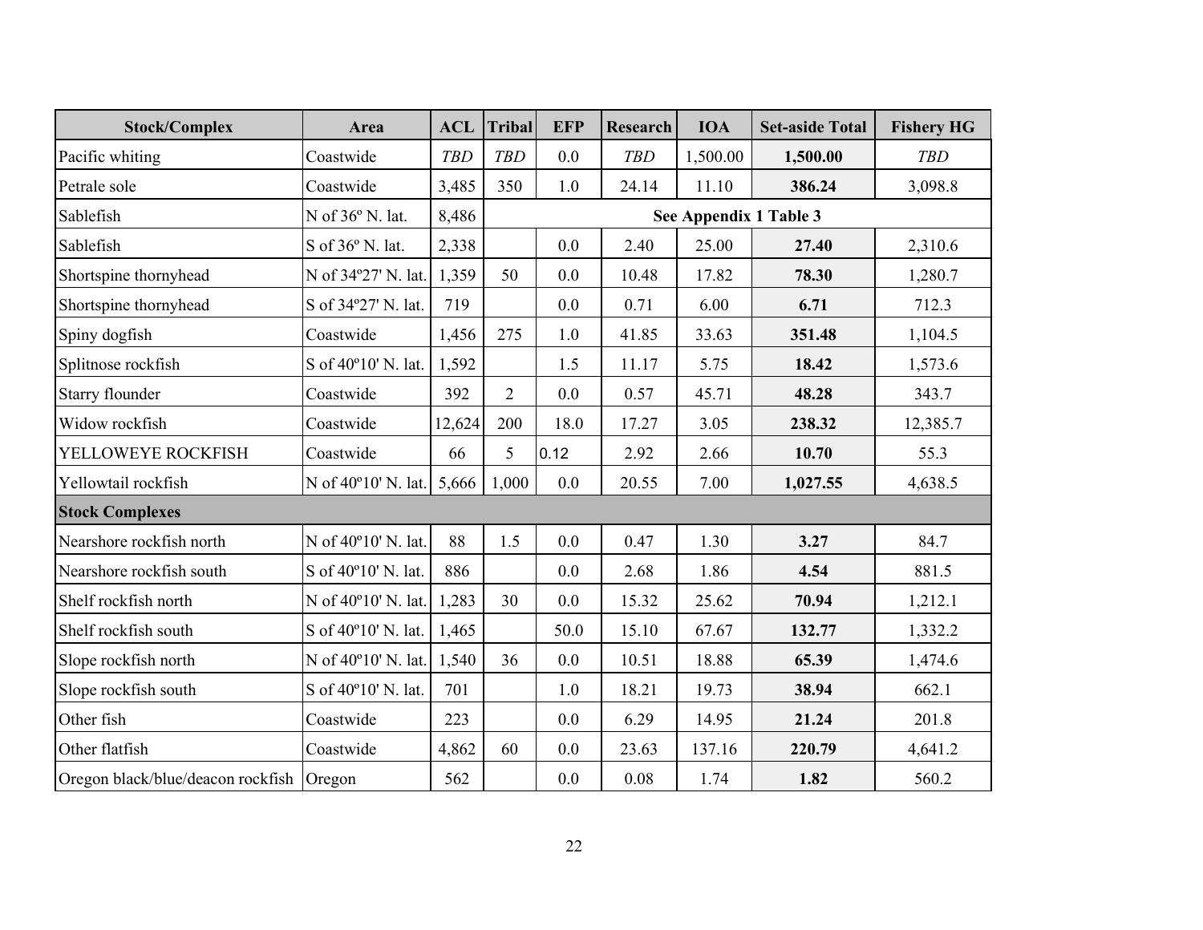| Stock/Complex | Area | ACL | Tribal | EFP | Research | IOA | Set-aside Total | Fishery HG |
|---|---|---|---|---|---|---|---|---|
| Pacific whiting | Coastwide | *TBD* | *TBD* | 0.0 | *TBD* | 1,500.00 | **1,500.00** | *TBD* |
| Petrale sole | Coastwide | 3,485 | 350 | 1.0 | 24.14 | 11.10 | **386.24** | 3,098.8 |
| Sablefish | N of 36º N. lat. | 8,486 | **See Appendix 1 Table 3** | | | | | |
| Sablefish | S of 36º N. lat. | 2,338 | | 0.0 | 2.40 | 25.00 | **27.40** | 2,310.6 |
| Shortspine thornyhead | N of 34º27' N. lat. | 1,359 | 50 | 0.0 | 10.48 | 17.82 | **78.30** | 1,280.7 |
| Shortspine thornyhead | S of 34º27' N. lat. | 719 | | 0.0 | 0.71 | 6.00 | **6.71** | 712.3 |
| Spiny dogfish | Coastwide | 1,456 | 275 | 1.0 | 41.85 | 33.63 | **351.48** | 1,104.5 |
| Splitnose rockfish | S of 40º10' N. lat. | 1,592 | | 1.5 | 11.17 | 5.75 | **18.42** | 1,573.6 |
| Starry flounder | Coastwide | 392 | 2 | 0.0 | 0.57 | 45.71 | **48.28** | 343.7 |
| Widow rockfish | Coastwide | 12,624 | 200 | 18.0 | 17.27 | 3.05 | **238.32** | 12,385.7 |
| YELLOWEYE ROCKFISH | Coastwide | 66 | 5 | 0.12 | 2.92 | 2.66 | **10.70** | 55.3 |
| Yellowtail rockfish | N of 40º10' N. lat. | 5,666 | 1,000 | 0.0 | 20.55 | 7.00 | **1,027.55** | 4,638.5 |
| **Stock Complexes** | | | | | | | | |
| Nearshore rockfish north | N of 40º10' N. lat. | 88 | 1.5 | 0.0 | 0.47 | 1.30 | **3.27** | 84.7 |
| Nearshore rockfish south | S of 40º10' N. lat. | 886 | | 0.0 | 2.68 | 1.86 | **4.54** | 881.5 |
| Shelf rockfish north | N of 40º10' N. lat. | 1,283 | 30 | 0.0 | 15.32 | 25.62 | **70.94** | 1,212.1 |
| Shelf rockfish south | S of 40º10' N. lat. | 1,465 | | 50.0 | 15.10 | 67.67 | **132.77** | 1,332.2 |
| Slope rockfish north | N of 40º10' N. lat. | 1,540 | 36 | 0.0 | 10.51 | 18.88 | **65.39** | 1,474.6 |
| Slope rockfish south | S of 40º10' N. lat. | 701 | | 1.0 | 18.21 | 19.73 | **38.94** | 662.1 |
| Other fish | Coastwide | 223 | | 0.0 | 6.29 | 14.95 | **21.24** | 201.8 |
| Other flatfish | Coastwide | 4,862 | 60 | 0.0 | 23.63 | 137.16 | **220.79** | 4,641.2 |
| Oregon black/blue/deacon rockfish | Oregon | 562 | | 0.0 | 0.08 | 1.74 | **1.82** | 560.2 |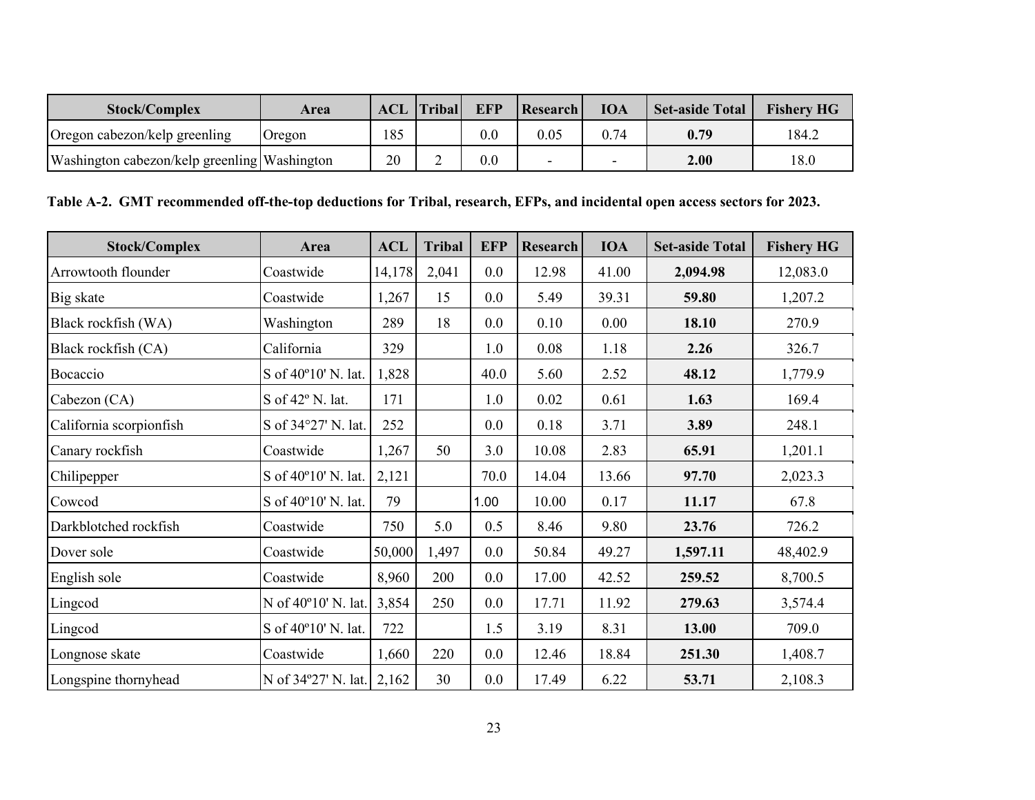| Stock/Complex | Area | ACL | Tribal | EFP | Research | IOA | Set-aside Total | Fishery HG |
|---|---|---|---|---|---|---|---|---|
| Oregon cabezon/kelp greenling | Oregon | 185 | | 0.0 | 0.05 | 0.74 | **0.79** | 184.2 |
| Washington cabezon/kelp greenling | Washington | 20 | 2 | 0.0 | - | - | **2.00** | 18.0 |

**Table A-2. GMT recommended off-the-top deductions for Tribal, research, EFPs, and incidental open access sectors for 2023.**

| Stock/Complex | Area | ACL | Tribal | EFP | Research | IOA | Set-aside Total | Fishery HG |
|---|---|---|---|---|---|---|---|---|
| Arrowtooth flounder | Coastwide | 14,178 | 2,041 | 0.0 | 12.98 | 41.00 | **2,094.98** | 12,083.0 |
| Big skate | Coastwide | 1,267 | 15 | 0.0 | 5.49 | 39.31 | **59.80** | 1,207.2 |
| Black rockfish (WA) | Washington | 289 | 18 | 0.0 | 0.10 | 0.00 | **18.10** | 270.9 |
| Black rockfish (CA) | California | 329 | | 1.0 | 0.08 | 1.18 | **2.26** | 326.7 |
| Bocaccio | S of 40º10' N. lat. | 1,828 | | 40.0 | 5.60 | 2.52 | **48.12** | 1,779.9 |
| Cabezon (CA) | S of 42º N. lat. | 171 | | 1.0 | 0.02 | 0.61 | **1.63** | 169.4 |
| California scorpionfish | S of 34°27' N. lat. | 252 | | 0.0 | 0.18 | 3.71 | **3.89** | 248.1 |
| Canary rockfish | Coastwide | 1,267 | 50 | 3.0 | 10.08 | 2.83 | **65.91** | 1,201.1 |
| Chilipepper | S of 40º10' N. lat. | 2,121 | | 70.0 | 14.04 | 13.66 | **97.70** | 2,023.3 |
| Cowcod | S of 40º10' N. lat. | 79 | | 1.00 | 10.00 | 0.17 | **11.17** | 67.8 |
| Darkblotched rockfish | Coastwide | 750 | 5.0 | 0.5 | 8.46 | 9.80 | **23.76** | 726.2 |
| Dover sole | Coastwide | 50,000 | 1,497 | 0.0 | 50.84 | 49.27 | **1,597.11** | 48,402.9 |
| English sole | Coastwide | 8,960 | 200 | 0.0 | 17.00 | 42.52 | **259.52** | 8,700.5 |
| Lingcod | N of 40º10' N. lat. | 3,854 | 250 | 0.0 | 17.71 | 11.92 | **279.63** | 3,574.4 |
| Lingcod | S of 40º10' N. lat. | 722 | | 1.5 | 3.19 | 8.31 | **13.00** | 709.0 |
| Longnose skate | Coastwide | 1,660 | 220 | 0.0 | 12.46 | 18.84 | **251.30** | 1,408.7 |
| Longspine thornyhead | N of 34º27' N. lat. | 2,162 | 30 | 0.0 | 17.49 | 6.22 | **53.71** | 2,108.3 |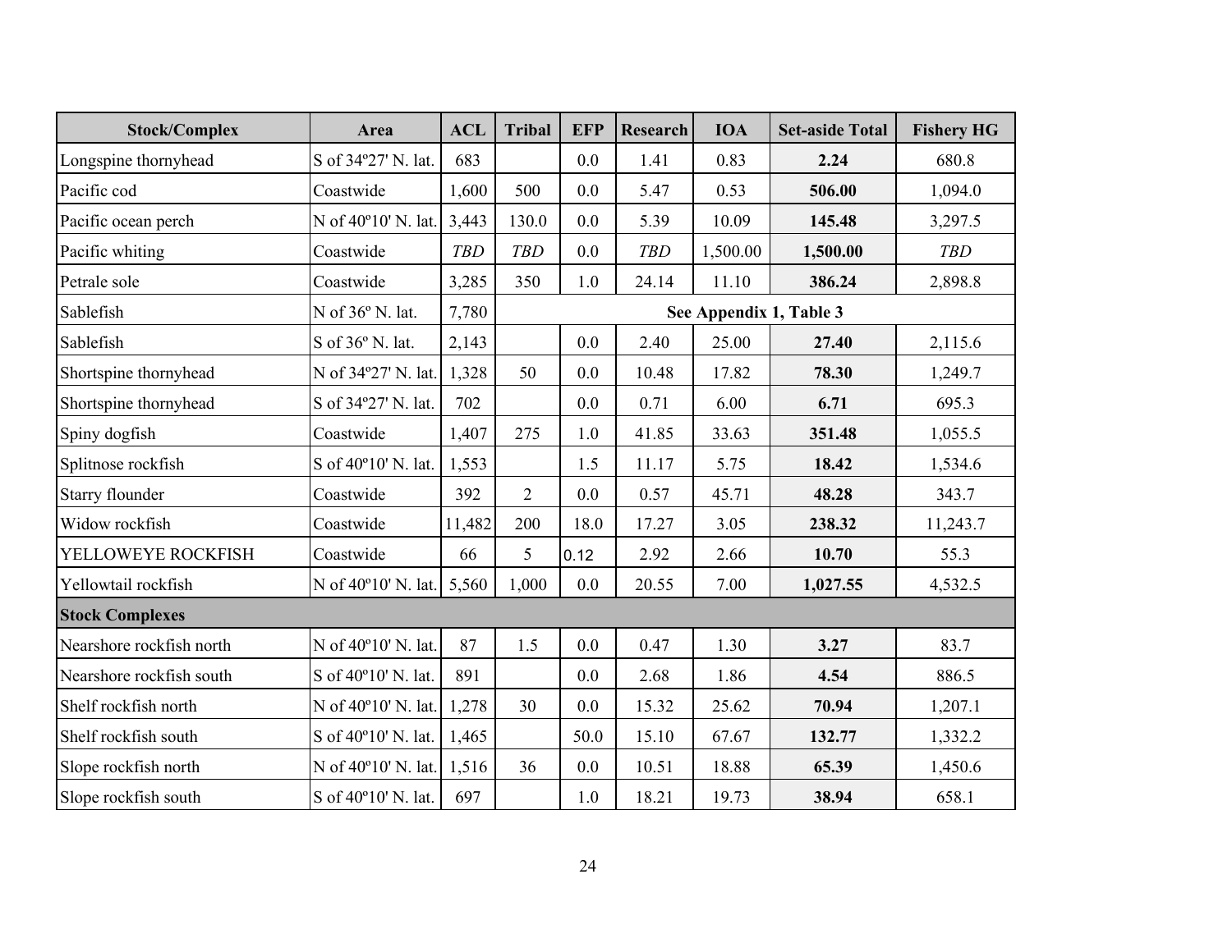| Stock/Complex | Area | ACL | Tribal | EFP | Research | IOA | Set-aside Total | Fishery HG |
|---|---|---|---|---|---|---|---|---|
| Longspine thornyhead | S of 34º27' N. lat. | 683 | | 0.0 | 1.41 | 0.83 | **2.24** | 680.8 |
| Pacific cod | Coastwide | 1,600 | 500 | 0.0 | 5.47 | 0.53 | **506.00** | 1,094.0 |
| Pacific ocean perch | N of 40º10' N. lat. | 3,443 | 130.0 | 0.0 | 5.39 | 10.09 | **145.48** | 3,297.5 |
| Pacific whiting | Coastwide | *TBD* | *TBD* | 0.0 | *TBD* | 1,500.00 | **1,500.00** | *TBD* |
| Petrale sole | Coastwide | 3,285 | 350 | 1.0 | 24.14 | 11.10 | **386.24** | 2,898.8 |
| Sablefish | N of 36º N. lat. | 7,780 | **See Appendix 1, Table 3** | | | | | |
| Sablefish | S of 36º N. lat. | 2,143 | | 0.0 | 2.40 | 25.00 | **27.40** | 2,115.6 |
| Shortspine thornyhead | N of 34º27' N. lat. | 1,328 | 50 | 0.0 | 10.48 | 17.82 | **78.30** | 1,249.7 |
| Shortspine thornyhead | S of 34º27' N. lat. | 702 | | 0.0 | 0.71 | 6.00 | **6.71** | 695.3 |
| Spiny dogfish | Coastwide | 1,407 | 275 | 1.0 | 41.85 | 33.63 | **351.48** | 1,055.5 |
| Splitnose rockfish | S of 40º10' N. lat. | 1,553 | | 1.5 | 11.17 | 5.75 | **18.42** | 1,534.6 |
| Starry flounder | Coastwide | 392 | 2 | 0.0 | 0.57 | 45.71 | **48.28** | 343.7 |
| Widow rockfish | Coastwide | 11,482 | 200 | 18.0 | 17.27 | 3.05 | **238.32** | 11,243.7 |
| YELLOWEYE ROCKFISH | Coastwide | 66 | 5 | 0.12 | 2.92 | 2.66 | **10.70** | 55.3 |
| Yellowtail rockfish | N of 40º10' N. lat. | 5,560 | 1,000 | 0.0 | 20.55 | 7.00 | **1,027.55** | 4,532.5 |
| **Stock Complexes** | | | | | | | | |
| Nearshore rockfish north | N of 40º10' N. lat. | 87 | 1.5 | 0.0 | 0.47 | 1.30 | **3.27** | 83.7 |
| Nearshore rockfish south | S of 40º10' N. lat. | 891 | | 0.0 | 2.68 | 1.86 | **4.54** | 886.5 |
| Shelf rockfish north | N of 40º10' N. lat. | 1,278 | 30 | 0.0 | 15.32 | 25.62 | **70.94** | 1,207.1 |
| Shelf rockfish south | S of 40º10' N. lat. | 1,465 | | 50.0 | 15.10 | 67.67 | **132.77** | 1,332.2 |
| Slope rockfish north | N of 40º10' N. lat. | 1,516 | 36 | 0.0 | 10.51 | 18.88 | **65.39** | 1,450.6 |
| Slope rockfish south | S of 40º10' N. lat. | 697 | | 1.0 | 18.21 | 19.73 | **38.94** | 658.1 |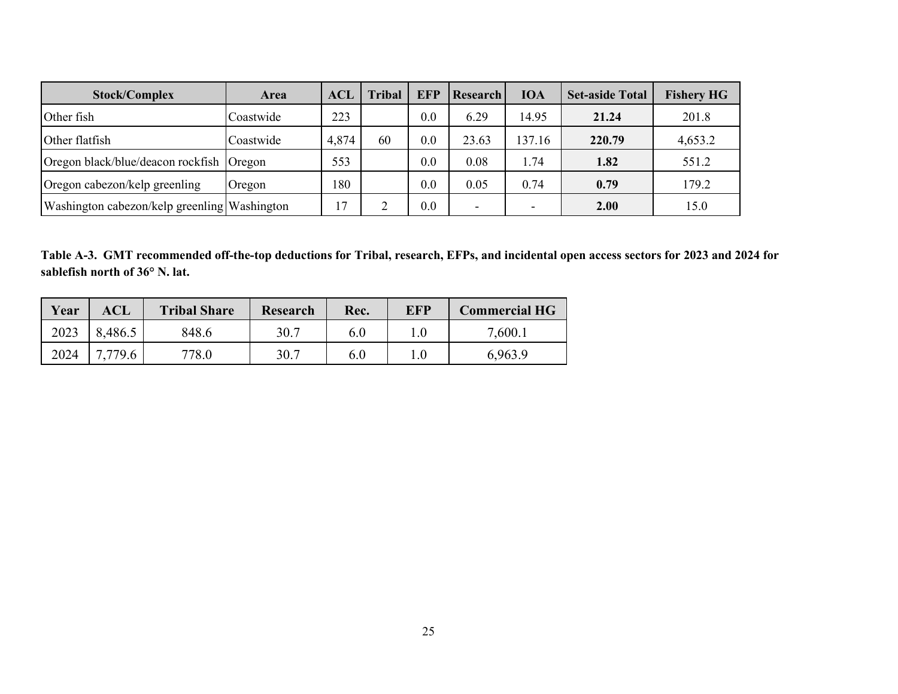| Stock/Complex | Area | ACL | Tribal | EFP | Research | IOA | Set-aside Total | Fishery HG |
|---|---|---|---|---|---|---|---|---|
| Other fish | Coastwide | 223 | | 0.0 | 6.29 | 14.95 | **21.24** | 201.8 |
| Other flatfish | Coastwide | 4,874 | 60 | 0.0 | 23.63 | 137.16 | **220.79** | 4,653.2 |
| Oregon black/blue/deacon rockfish | Oregon | 553 | | 0.0 | 0.08 | 1.74 | **1.82** | 551.2 |
| Oregon cabezon/kelp greenling | Oregon | 180 | | 0.0 | 0.05 | 0.74 | **0.79** | 179.2 |
| Washington cabezon/kelp greenling | Washington | 17 | 2 | 0.0 | - | - | **2.00** | 15.0 |

**Table A-3. GMT recommended off-the-top deductions for Tribal, research, EFPs, and incidental open access sectors for 2023 and 2024 for sablefish north of 36° N. lat.**

| Year | ACL | Tribal Share | Research | Rec. | EFP | Commercial HG |
|---|---|---|---|---|---|---|
| 2023 | 8,486.5 | 848.6 | 30.7 | 6.0 | 1.0 | 7,600.1 |
| 2024 | 7,779.6 | 778.0 | 30.7 | 6.0 | 1.0 | 6,963.9 |